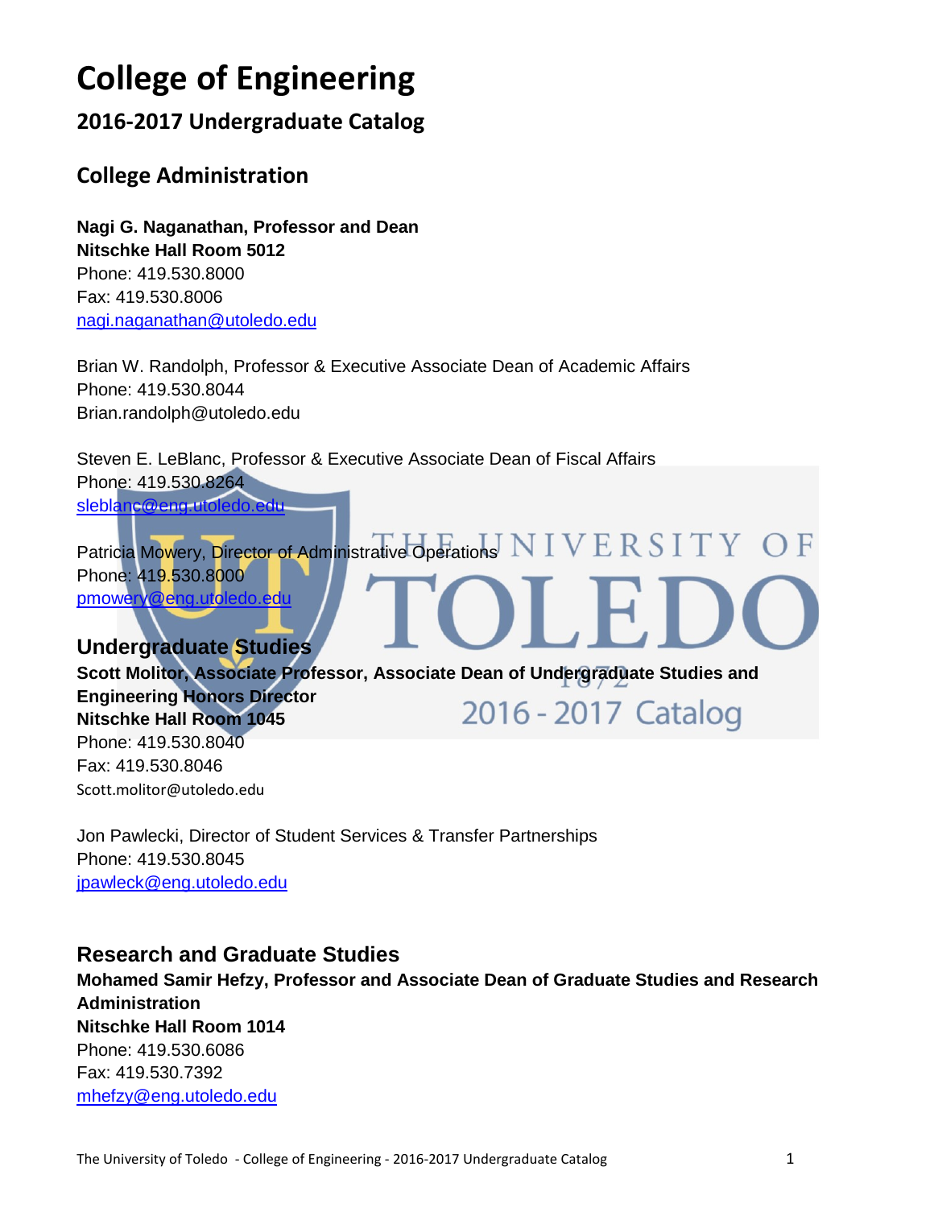# College of Engineering

## 2016-2017 Undergraduate Catalog

### College Administration

**Nagi G. Naganathan, Professor and Dean**
**Nitschke Hall Room 5012**
Phone: 419.530.8000
Fax: 419.530.8006
nagi.naganathan@utoledo.edu

Brian W. Randolph, Professor & Executive Associate Dean of Academic Affairs
Phone: 419.530.8044
Brian.randolph@utoledo.edu

Steven E. LeBlanc, Professor & Executive Associate Dean of Fiscal Affairs
Phone: 419.530.8264
sleblanc@eng.utoledo.edu

Patricia Mowery, Director of Administrative Operations
Phone: 419.530.8000
pmowery@eng.utoledo.edu

### Undergraduate Studies

**Scott Molitor, Associate Professor, Associate Dean of Undergraduate Studies and Engineering Honors Director**
**Nitschke Hall Room 1045**
Phone: 419.530.8040
Fax: 419.530.8046
Scott.molitor@utoledo.edu

Jon Pawlecki, Director of Student Services & Transfer Partnerships
Phone: 419.530.8045
jpawleck@eng.utoledo.edu

### Research and Graduate Studies

**Mohamed Samir Hefzy, Professor and Associate Dean of Graduate Studies and Research Administration**
**Nitschke Hall Room 1014**
Phone: 419.530.6086
Fax: 419.530.7392
mhefzy@eng.utoledo.edu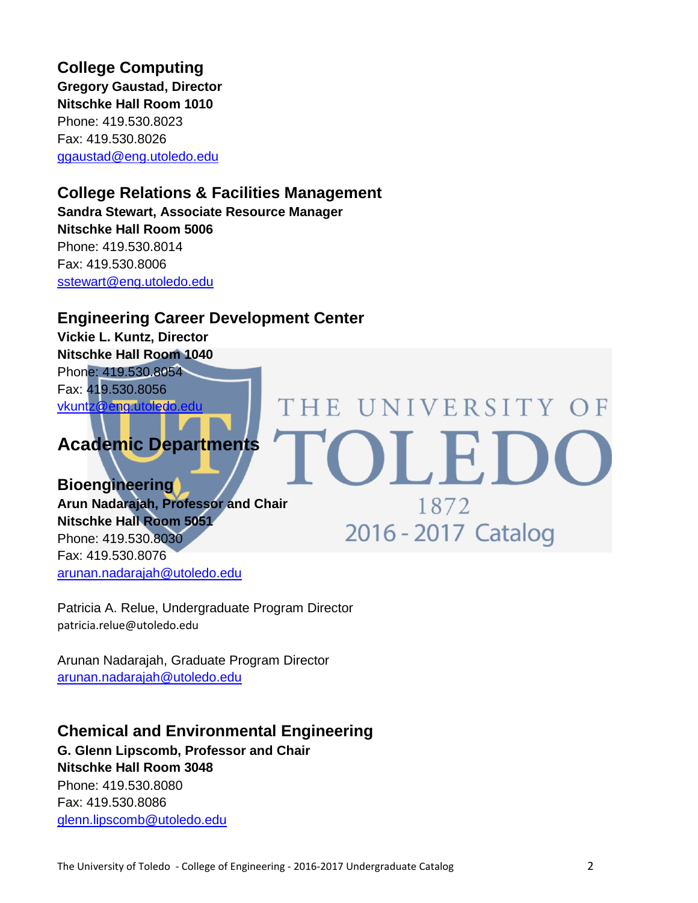## College Computing

**Gregory Gaustad, Director**
**Nitschke Hall Room 1010**
Phone: 419.530.8023
Fax: 419.530.8026
ggaustad@eng.utoledo.edu

## College Relations & Facilities Management

**Sandra Stewart, Associate Resource Manager**
**Nitschke Hall Room 5006**
Phone: 419.530.8014
Fax: 419.530.8006
sstewart@eng.utoledo.edu

## Engineering Career Development Center

**Vickie L. Kuntz, Director**
**Nitschke Hall Room 1040**
Phone: 419.530.8054
Fax: 419.530.8056
vkuntz@eng.utoledo.edu

# Academic Departments

## Bioengineering

**Arun Nadarajah, Professor and Chair**
**Nitschke Hall Room 5051**
Phone: 419.530.8030
Fax: 419.530.8076
arunan.nadarajah@utoledo.edu

Patricia A. Relue, Undergraduate Program Director
patricia.relue@utoledo.edu

Arunan Nadarajah, Graduate Program Director
arunan.nadarajah@utoledo.edu

## Chemical and Environmental Engineering

**G. Glenn Lipscomb, Professor and Chair**
**Nitschke Hall Room 3048**
Phone: 419.530.8080
Fax: 419.530.8086
glenn.lipscomb@utoledo.edu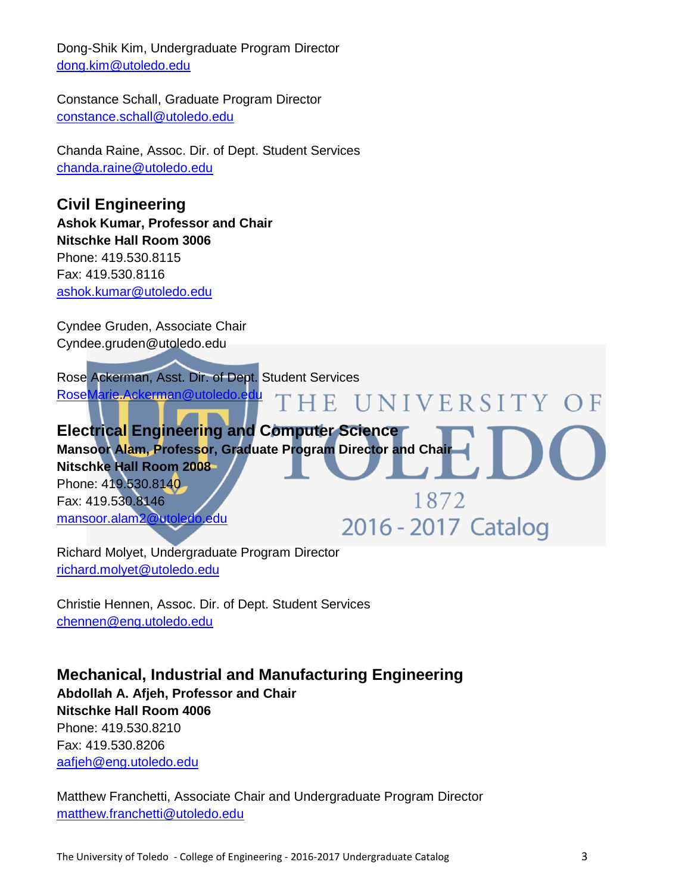Dong-Shik Kim, Undergraduate Program Director
dong.kim@utoledo.edu

Constance Schall, Graduate Program Director
constance.schall@utoledo.edu

Chanda Raine, Assoc. Dir. of Dept. Student Services
chanda.raine@utoledo.edu

## Civil Engineering

**Ashok Kumar, Professor and Chair**
**Nitschke Hall Room 3006**
Phone: 419.530.8115
Fax: 419.530.8116
ashok.kumar@utoledo.edu

Cyndee Gruden, Associate Chair
Cyndee.gruden@utoledo.edu

Rose Ackerman, Asst. Dir. of Dept. Student Services
RoseMarie.Ackerman@utoledo.edu

## Electrical Engineering and Computer Science

**Mansoor Alam, Professor, Graduate Program Director and Chair**
**Nitschke Hall Room 2008**
Phone: 419.530.8140
Fax: 419.530.8146
mansoor.alam2@utoledo.edu

Richard Molyet, Undergraduate Program Director
richard.molyet@utoledo.edu

Christie Hennen, Assoc. Dir. of Dept. Student Services
chennen@eng.utoledo.edu

## Mechanical, Industrial and Manufacturing Engineering

**Abdollah A. Afjeh, Professor and Chair**
**Nitschke Hall Room 4006**
Phone: 419.530.8210
Fax: 419.530.8206
aafjeh@eng.utoledo.edu

Matthew Franchetti, Associate Chair and Undergraduate Program Director
matthew.franchetti@utoledo.edu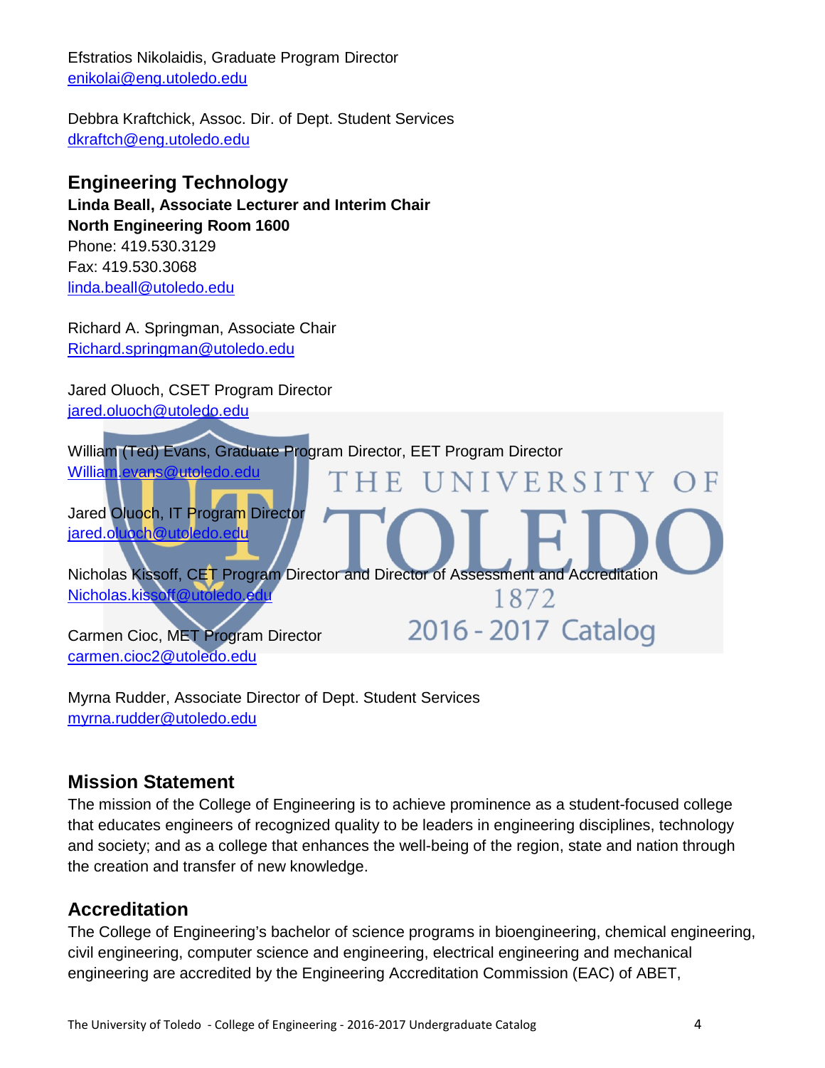Efstratios Nikolaidis, Graduate Program Director
enikolai@eng.utoledo.edu

Debbra Kraftchick, Assoc. Dir. of Dept. Student Services
dkraftch@eng.utoledo.edu

## Engineering Technology

**Linda Beall, Associate Lecturer and Interim Chair**
**North Engineering Room 1600**
Phone: 419.530.3129
Fax: 419.530.3068
linda.beall@utoledo.edu

Richard A. Springman, Associate Chair
Richard.springman@utoledo.edu

Jared Oluoch, CSET Program Director
jared.oluoch@utoledo.edu

William (Ted) Evans, Graduate Program Director, EET Program Director
William.evans@utoledo.edu

Jared Oluoch, IT Program Director
jared.oluoch@utoledo.edu

Nicholas Kissoff, CET Program Director and Director of Assessment and Accreditation
Nicholas.kissoff@utoledo.edu

Carmen Cioc, MET Program Director
carmen.cioc2@utoledo.edu

Myrna Rudder, Associate Director of Dept. Student Services
myrna.rudder@utoledo.edu

## Mission Statement

The mission of the College of Engineering is to achieve prominence as a student-focused college that educates engineers of recognized quality to be leaders in engineering disciplines, technology and society; and as a college that enhances the well-being of the region, state and nation through the creation and transfer of new knowledge.

## Accreditation

The College of Engineering's bachelor of science programs in bioengineering, chemical engineering, civil engineering, computer science and engineering, electrical engineering and mechanical engineering are accredited by the Engineering Accreditation Commission (EAC) of ABET,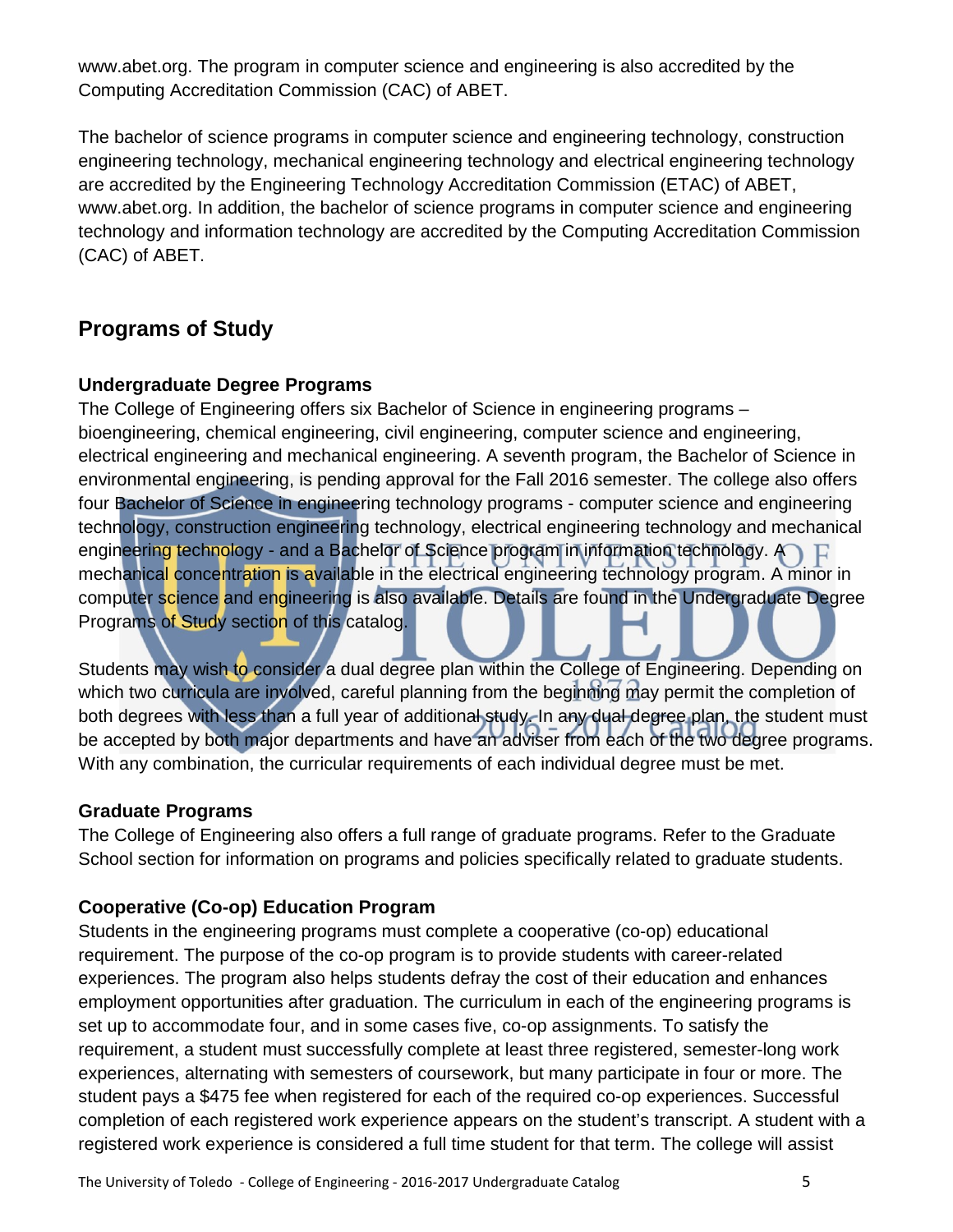www.abet.org. The program in computer science and engineering is also accredited by the Computing Accreditation Commission (CAC) of ABET.

The bachelor of science programs in computer science and engineering technology, construction engineering technology, mechanical engineering technology and electrical engineering technology are accredited by the Engineering Technology Accreditation Commission (ETAC) of ABET, www.abet.org. In addition, the bachelor of science programs in computer science and engineering technology and information technology are accredited by the Computing Accreditation Commission (CAC) of ABET.

## Programs of Study

### Undergraduate Degree Programs

The College of Engineering offers six Bachelor of Science in engineering programs – bioengineering, chemical engineering, civil engineering, computer science and engineering, electrical engineering and mechanical engineering. A seventh program, the Bachelor of Science in environmental engineering, is pending approval for the Fall 2016 semester. The college also offers four Bachelor of Science in engineering technology programs - computer science and engineering technology, construction engineering technology, electrical engineering technology and mechanical engineering technology - and a Bachelor of Science program in information technology. A mechanical concentration is available in the electrical engineering technology program. A minor in computer science and engineering is also available. Details are found in the Undergraduate Degree Programs of Study section of this catalog.

Students may wish to consider a dual degree plan within the College of Engineering. Depending on which two curricula are involved, careful planning from the beginning may permit the completion of both degrees with less than a full year of additional study. In any dual degree plan, the student must be accepted by both major departments and have an adviser from each of the two degree programs. With any combination, the curricular requirements of each individual degree must be met.

### Graduate Programs

The College of Engineering also offers a full range of graduate programs. Refer to the Graduate School section for information on programs and policies specifically related to graduate students.

### Cooperative (Co-op) Education Program

Students in the engineering programs must complete a cooperative (co-op) educational requirement. The purpose of the co-op program is to provide students with career-related experiences. The program also helps students defray the cost of their education and enhances employment opportunities after graduation. The curriculum in each of the engineering programs is set up to accommodate four, and in some cases five, co-op assignments. To satisfy the requirement, a student must successfully complete at least three registered, semester-long work experiences, alternating with semesters of coursework, but many participate in four or more. The student pays a $475 fee when registered for each of the required co-op experiences. Successful completion of each registered work experience appears on the student's transcript. A student with a registered work experience is considered a full time student for that term. The college will assist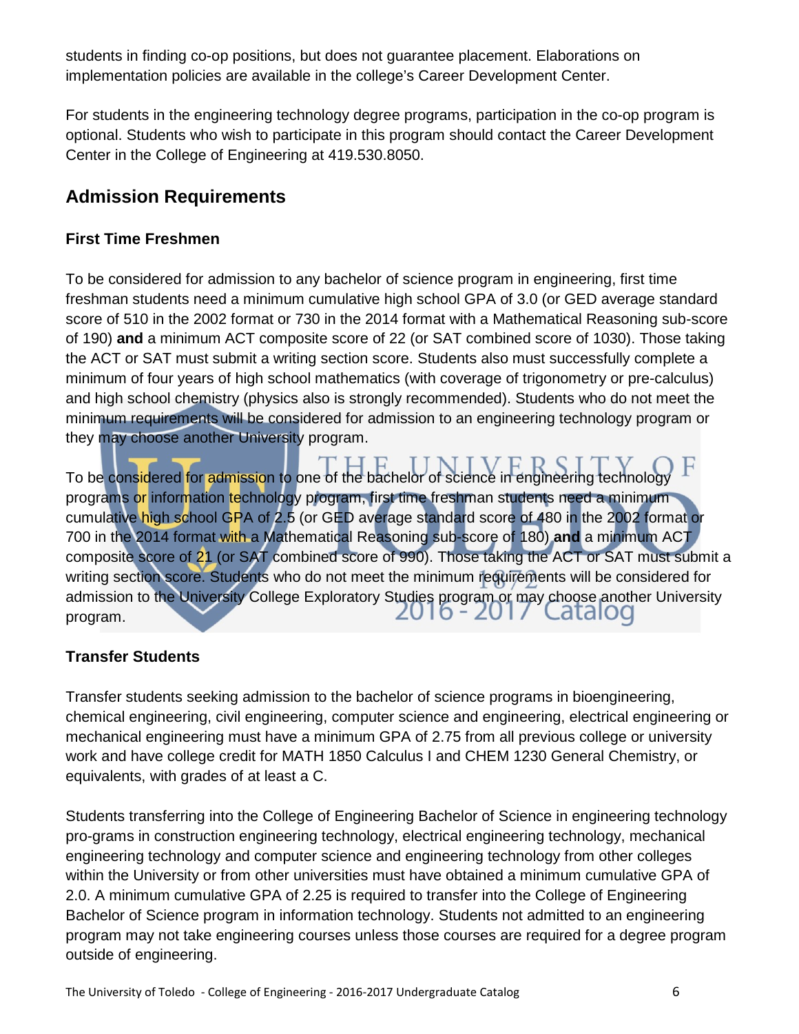students in finding co-op positions, but does not guarantee placement. Elaborations on implementation policies are available in the college's Career Development Center.

For students in the engineering technology degree programs, participation in the co-op program is optional. Students who wish to participate in this program should contact the Career Development Center in the College of Engineering at 419.530.8050.

## Admission Requirements

### First Time Freshmen

To be considered for admission to any bachelor of science program in engineering, first time freshman students need a minimum cumulative high school GPA of 3.0 (or GED average standard score of 510 in the 2002 format or 730 in the 2014 format with a Mathematical Reasoning sub-score of 190) **and** a minimum ACT composite score of 22 (or SAT combined score of 1030). Those taking the ACT or SAT must submit a writing section score. Students also must successfully complete a minimum of four years of high school mathematics (with coverage of trigonometry or pre-calculus) and high school chemistry (physics also is strongly recommended). Students who do not meet the minimum requirements will be considered for admission to an engineering technology program or they may choose another University program.

To be considered for admission to one of the bachelor of science in engineering technology programs or information technology program, first time freshman students need a minimum cumulative high school GPA of 2.5 (or GED average standard score of 480 in the 2002 format or 700 in the 2014 format with a Mathematical Reasoning sub-score of 180) **and** a minimum ACT composite score of 21 (or SAT combined score of 990). Those taking the ACT or SAT must submit a writing section score. Students who do not meet the minimum requirements will be considered for admission to the University College Exploratory Studies program or may choose another University program.

### Transfer Students

Transfer students seeking admission to the bachelor of science programs in bioengineering, chemical engineering, civil engineering, computer science and engineering, electrical engineering or mechanical engineering must have a minimum GPA of 2.75 from all previous college or university work and have college credit for MATH 1850 Calculus I and CHEM 1230 General Chemistry, or equivalents, with grades of at least a C.

Students transferring into the College of Engineering Bachelor of Science in engineering technology pro-grams in construction engineering technology, electrical engineering technology, mechanical engineering technology and computer science and engineering technology from other colleges within the University or from other universities must have obtained a minimum cumulative GPA of 2.0. A minimum cumulative GPA of 2.25 is required to transfer into the College of Engineering Bachelor of Science program in information technology. Students not admitted to an engineering program may not take engineering courses unless those courses are required for a degree program outside of engineering.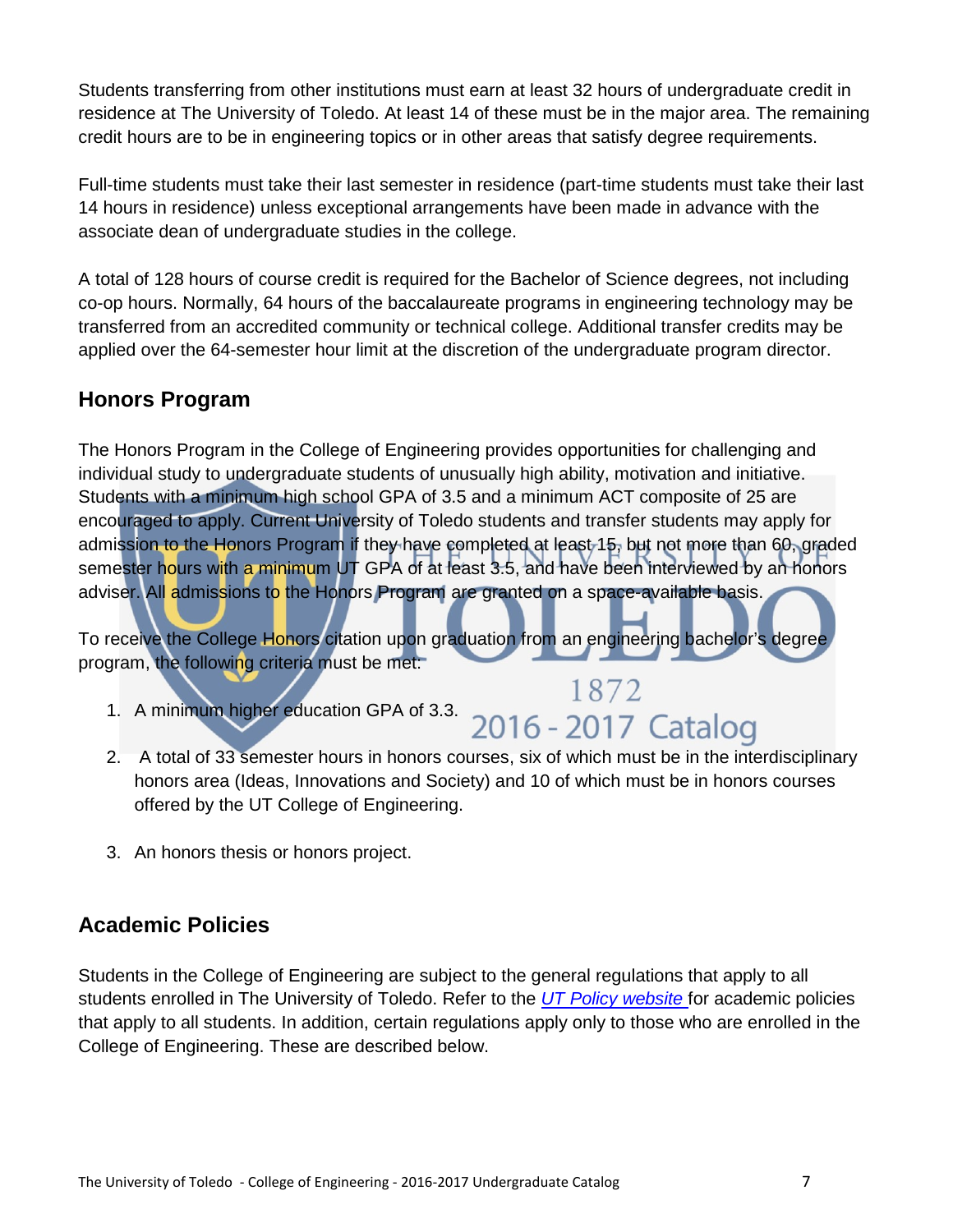Students transferring from other institutions must earn at least 32 hours of undergraduate credit in residence at The University of Toledo. At least 14 of these must be in the major area. The remaining credit hours are to be in engineering topics or in other areas that satisfy degree requirements.

Full-time students must take their last semester in residence (part-time students must take their last 14 hours in residence) unless exceptional arrangements have been made in advance with the associate dean of undergraduate studies in the college.

A total of 128 hours of course credit is required for the Bachelor of Science degrees, not including co-op hours. Normally, 64 hours of the baccalaureate programs in engineering technology may be transferred from an accredited community or technical college. Additional transfer credits may be applied over the 64-semester hour limit at the discretion of the undergraduate program director.

## Honors Program

The Honors Program in the College of Engineering provides opportunities for challenging and individual study to undergraduate students of unusually high ability, motivation and initiative. Students with a minimum high school GPA of 3.5 and a minimum ACT composite of 25 are encouraged to apply. Current University of Toledo students and transfer students may apply for admission to the Honors Program if they have completed at least 15, but not more than 60, graded semester hours with a minimum UT GPA of at least 3.5, and have been interviewed by an honors adviser. All admissions to the Honors Program are granted on a space-available basis.

To receive the College Honors citation upon graduation from an engineering bachelor's degree program, the following criteria must be met:

1. A minimum higher education GPA of 3.3.
2. A total of 33 semester hours in honors courses, six of which must be in the interdisciplinary honors area (Ideas, Innovations and Society) and 10 of which must be in honors courses offered by the UT College of Engineering.
3. An honors thesis or honors project.

## Academic Policies

Students in the College of Engineering are subject to the general regulations that apply to all students enrolled in The University of Toledo. Refer to the *UT Policy website* for academic policies that apply to all students. In addition, certain regulations apply only to those who are enrolled in the College of Engineering. These are described below.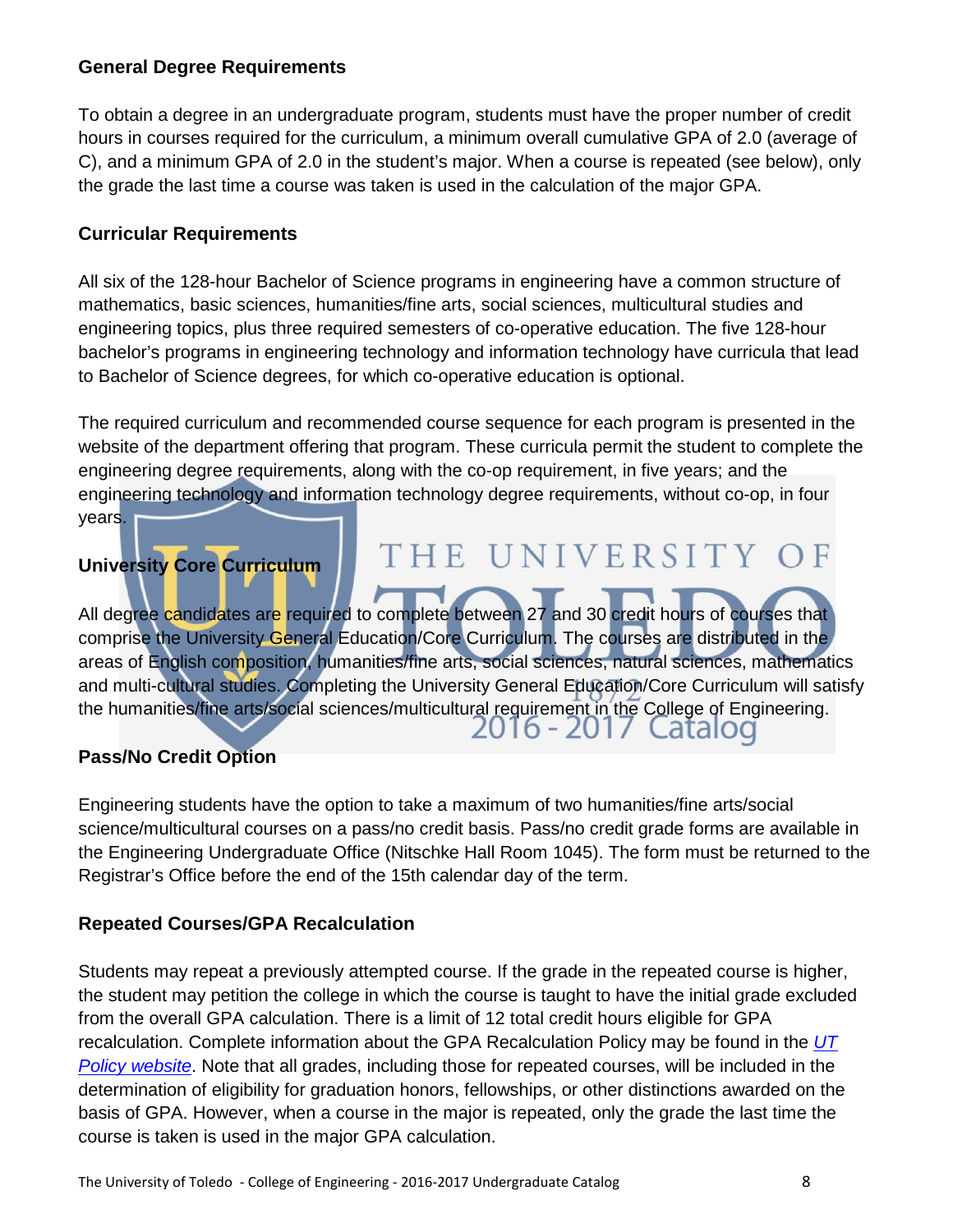## General Degree Requirements

To obtain a degree in an undergraduate program, students must have the proper number of credit hours in courses required for the curriculum, a minimum overall cumulative GPA of 2.0 (average of C), and a minimum GPA of 2.0 in the student's major. When a course is repeated (see below), only the grade the last time a course was taken is used in the calculation of the major GPA.

## Curricular Requirements

All six of the 128-hour Bachelor of Science programs in engineering have a common structure of mathematics, basic sciences, humanities/fine arts, social sciences, multicultural studies and engineering topics, plus three required semesters of co-operative education. The five 128-hour bachelor's programs in engineering technology and information technology have curricula that lead to Bachelor of Science degrees, for which co-operative education is optional.

The required curriculum and recommended course sequence for each program is presented in the website of the department offering that program. These curricula permit the student to complete the engineering degree requirements, along with the co-op requirement, in five years; and the engineering technology and information technology degree requirements, without co-op, in four years.

## University Core Curriculum

All degree candidates are required to complete between 27 and 30 credit hours of courses that comprise the University General Education/Core Curriculum. The courses are distributed in the areas of English composition, humanities/fine arts, social sciences, natural sciences, mathematics and multi-cultural studies. Completing the University General Education/Core Curriculum will satisfy the humanities/fine arts/social sciences/multicultural requirement in the College of Engineering.

## Pass/No Credit Option

Engineering students have the option to take a maximum of two humanities/fine arts/social science/multicultural courses on a pass/no credit basis. Pass/no credit grade forms are available in the Engineering Undergraduate Office (Nitschke Hall Room 1045). The form must be returned to the Registrar's Office before the end of the 15th calendar day of the term.

## Repeated Courses/GPA Recalculation

Students may repeat a previously attempted course. If the grade in the repeated course is higher, the student may petition the college in which the course is taught to have the initial grade excluded from the overall GPA calculation. There is a limit of 12 total credit hours eligible for GPA recalculation. Complete information about the GPA Recalculation Policy may be found in the *UT Policy website*. Note that all grades, including those for repeated courses, will be included in the determination of eligibility for graduation honors, fellowships, or other distinctions awarded on the basis of GPA. However, when a course in the major is repeated, only the grade the last time the course is taken is used in the major GPA calculation.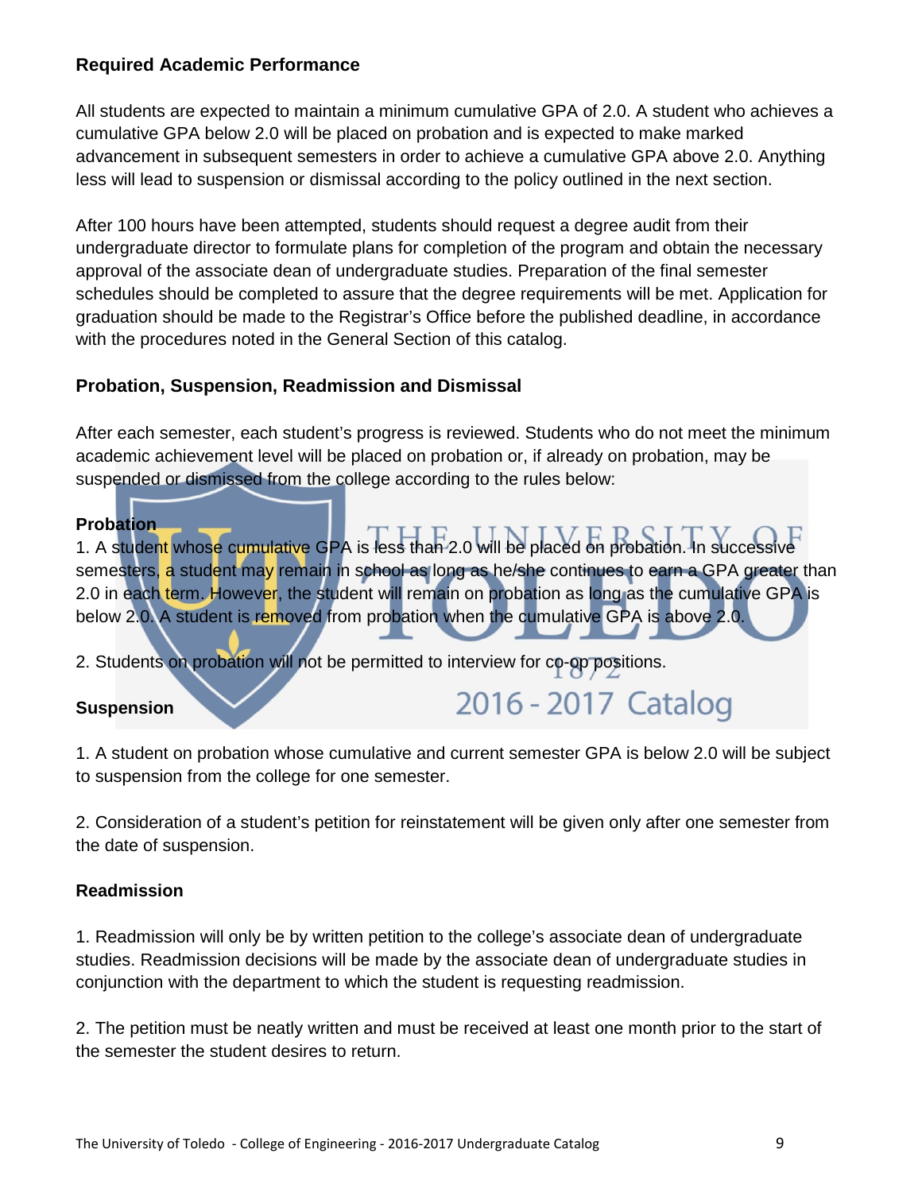## Required Academic Performance

All students are expected to maintain a minimum cumulative GPA of 2.0. A student who achieves a cumulative GPA below 2.0 will be placed on probation and is expected to make marked advancement in subsequent semesters in order to achieve a cumulative GPA above 2.0. Anything less will lead to suspension or dismissal according to the policy outlined in the next section.

After 100 hours have been attempted, students should request a degree audit from their undergraduate director to formulate plans for completion of the program and obtain the necessary approval of the associate dean of undergraduate studies. Preparation of the final semester schedules should be completed to assure that the degree requirements will be met. Application for graduation should be made to the Registrar's Office before the published deadline, in accordance with the procedures noted in the General Section of this catalog.

## Probation, Suspension, Readmission and Dismissal

After each semester, each student's progress is reviewed. Students who do not meet the minimum academic achievement level will be placed on probation or, if already on probation, may be suspended or dismissed from the college according to the rules below:

### Probation

1. A student whose cumulative GPA is less than 2.0 will be placed on probation. In successive semesters, a student may remain in school as long as he/she continues to earn a GPA greater than 2.0 in each term. However, the student will remain on probation as long as the cumulative GPA is below 2.0. A student is removed from probation when the cumulative GPA is above 2.0.

2. Students on probation will not be permitted to interview for co-op positions.

### Suspension

1. A student on probation whose cumulative and current semester GPA is below 2.0 will be subject to suspension from the college for one semester.

2. Consideration of a student's petition for reinstatement will be given only after one semester from the date of suspension.

### Readmission

1. Readmission will only be by written petition to the college's associate dean of undergraduate studies. Readmission decisions will be made by the associate dean of undergraduate studies in conjunction with the department to which the student is requesting readmission.

2. The petition must be neatly written and must be received at least one month prior to the start of the semester the student desires to return.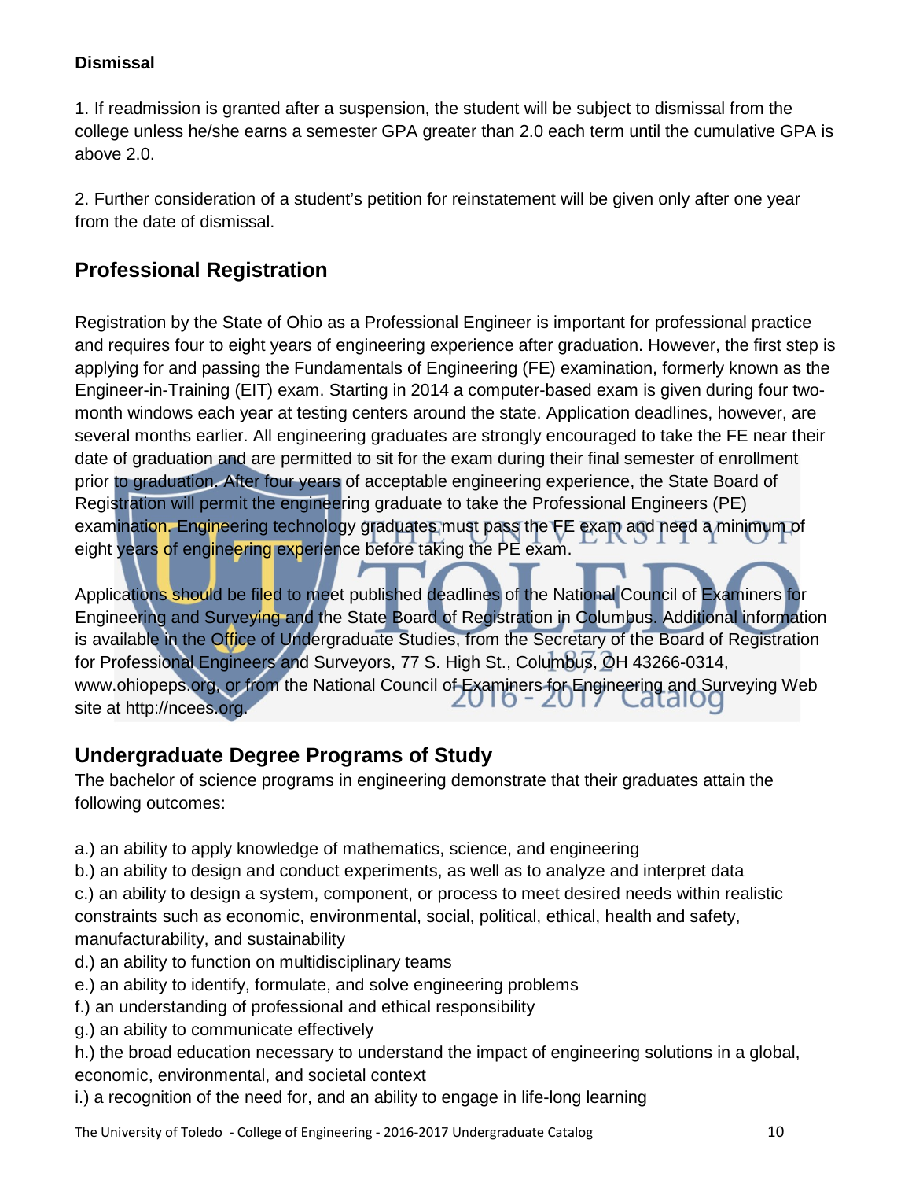**Dismissal**

1. If readmission is granted after a suspension, the student will be subject to dismissal from the college unless he/she earns a semester GPA greater than 2.0 each term until the cumulative GPA is above 2.0.

2. Further consideration of a student's petition for reinstatement will be given only after one year from the date of dismissal.

## Professional Registration

Registration by the State of Ohio as a Professional Engineer is important for professional practice and requires four to eight years of engineering experience after graduation. However, the first step is applying for and passing the Fundamentals of Engineering (FE) examination, formerly known as the Engineer-in-Training (EIT) exam. Starting in 2014 a computer-based exam is given during four two-month windows each year at testing centers around the state. Application deadlines, however, are several months earlier. All engineering graduates are strongly encouraged to take the FE near their date of graduation and are permitted to sit for the exam during their final semester of enrollment prior to graduation. After four years of acceptable engineering experience, the State Board of Registration will permit the engineering graduate to take the Professional Engineers (PE) examination. Engineering technology graduates must pass the FE exam and need a minimum of eight years of engineering experience before taking the PE exam.

Applications should be filed to meet published deadlines of the National Council of Examiners for Engineering and Surveying and the State Board of Registration in Columbus. Additional information is available in the Office of Undergraduate Studies, from the Secretary of the Board of Registration for Professional Engineers and Surveyors, 77 S. High St., Columbus, OH 43266-0314, www.ohiopeps.org, or from the National Council of Examiners for Engineering and Surveying Web site at http://ncees.org.

## Undergraduate Degree Programs of Study

The bachelor of science programs in engineering demonstrate that their graduates attain the following outcomes:

a.) an ability to apply knowledge of mathematics, science, and engineering
b.) an ability to design and conduct experiments, as well as to analyze and interpret data
c.) an ability to design a system, component, or process to meet desired needs within realistic constraints such as economic, environmental, social, political, ethical, health and safety, manufacturability, and sustainability
d.) an ability to function on multidisciplinary teams
e.) an ability to identify, formulate, and solve engineering problems
f.) an understanding of professional and ethical responsibility
g.) an ability to communicate effectively
h.) the broad education necessary to understand the impact of engineering solutions in a global, economic, environmental, and societal context
i.) a recognition of the need for, and an ability to engage in life-long learning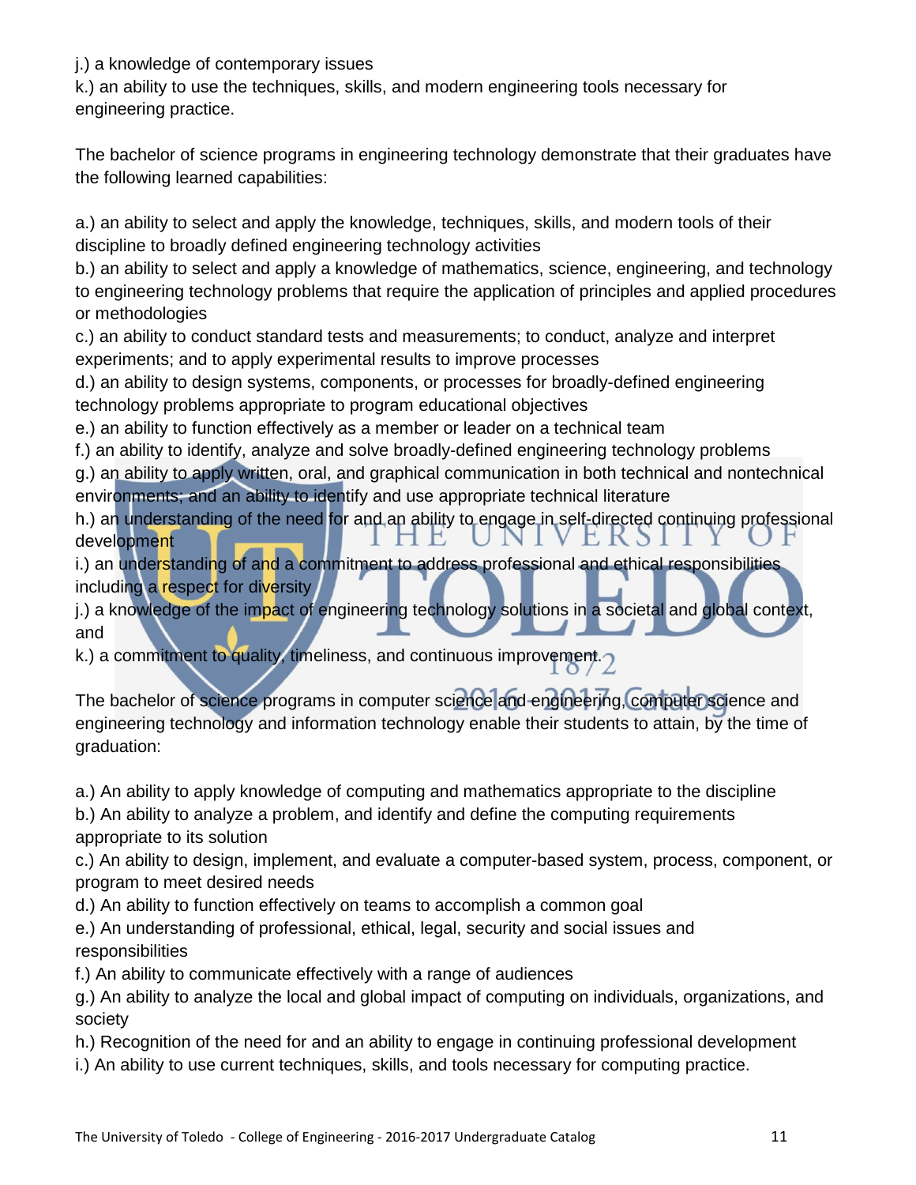j.) a knowledge of contemporary issues
k.) an ability to use the techniques, skills, and modern engineering tools necessary for engineering practice.

The bachelor of science programs in engineering technology demonstrate that their graduates have the following learned capabilities:

a.) an ability to select and apply the knowledge, techniques, skills, and modern tools of their discipline to broadly defined engineering technology activities
b.) an ability to select and apply a knowledge of mathematics, science, engineering, and technology to engineering technology problems that require the application of principles and applied procedures or methodologies
c.) an ability to conduct standard tests and measurements; to conduct, analyze and interpret experiments; and to apply experimental results to improve processes
d.) an ability to design systems, components, or processes for broadly-defined engineering technology problems appropriate to program educational objectives
e.) an ability to function effectively as a member or leader on a technical team
f.) an ability to identify, analyze and solve broadly-defined engineering technology problems
g.) an ability to apply written, oral, and graphical communication in both technical and nontechnical environments; and an ability to identify and use appropriate technical literature
h.) an understanding of the need for and an ability to engage in self-directed continuing professional development
i.) an understanding of and a commitment to address professional and ethical responsibilities including a respect for diversity
j.) a knowledge of the impact of engineering technology solutions in a societal and global context, and
k.) a commitment to quality, timeliness, and continuous improvement.

The bachelor of science programs in computer science and engineering, computer science and engineering technology and information technology enable their students to attain, by the time of graduation:

a.) An ability to apply knowledge of computing and mathematics appropriate to the discipline
b.) An ability to analyze a problem, and identify and define the computing requirements appropriate to its solution
c.) An ability to design, implement, and evaluate a computer-based system, process, component, or program to meet desired needs
d.) An ability to function effectively on teams to accomplish a common goal
e.) An understanding of professional, ethical, legal, security and social issues and responsibilities
f.) An ability to communicate effectively with a range of audiences
g.) An ability to analyze the local and global impact of computing on individuals, organizations, and society
h.) Recognition of the need for and an ability to engage in continuing professional development
i.) An ability to use current techniques, skills, and tools necessary for computing practice.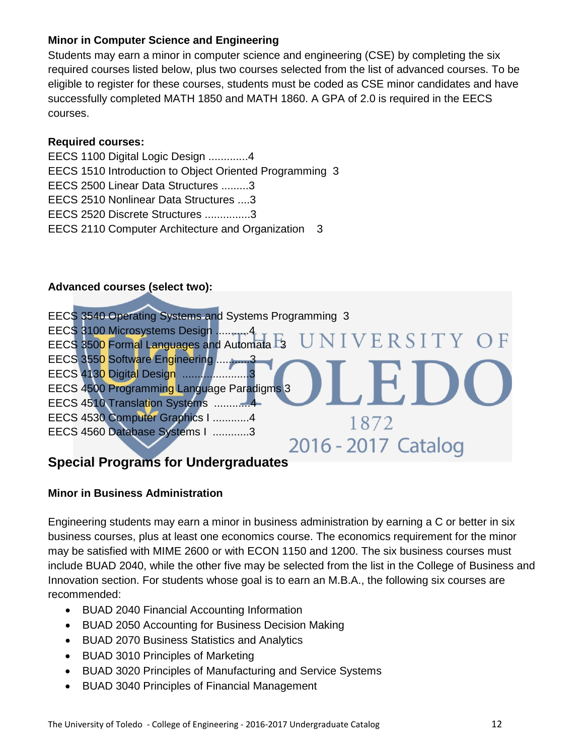### Minor in Computer Science and Engineering

Students may earn a minor in computer science and engineering (CSE) by completing the six required courses listed below, plus two courses selected from the list of advanced courses. To be eligible to register for these courses, students must be coded as CSE minor candidates and have successfully completed MATH 1850 and MATH 1860. A GPA of 2.0 is required in the EECS courses.

**Required courses:**

EECS 1100 Digital Logic Design .............4
EECS 1510 Introduction to Object Oriented Programming 3
EECS 2500 Linear Data Structures .........3
EECS 2510 Nonlinear Data Structures ....3
EECS 2520 Discrete Structures ...............3
EECS 2110 Computer Architecture and Organization 3

**Advanced courses (select two):**

EECS 3540 Operating Systems and Systems Programming 3
EECS 3100 Microsystems Design ...........4
EECS 3500 Formal Languages and Automata 3
EECS 3550 Software Engineering ...........3
EECS 4130 Digital Design .....................3
EECS 4500 Programming Language Paradigms 3
EECS 4510 Translation Systems ............4
EECS 4530 Computer Graphics I ............4
EECS 4560 Database Systems I ............3

## Special Programs for Undergraduates

### Minor in Business Administration

Engineering students may earn a minor in business administration by earning a C or better in six business courses, plus at least one economics course. The economics requirement for the minor may be satisfied with MIME 2600 or with ECON 1150 and 1200. The six business courses must include BUAD 2040, while the other five may be selected from the list in the College of Business and Innovation section. For students whose goal is to earn an M.B.A., the following six courses are recommended:

- BUAD 2040 Financial Accounting Information
- BUAD 2050 Accounting for Business Decision Making
- BUAD 2070 Business Statistics and Analytics
- BUAD 3010 Principles of Marketing
- BUAD 3020 Principles of Manufacturing and Service Systems
- BUAD 3040 Principles of Financial Management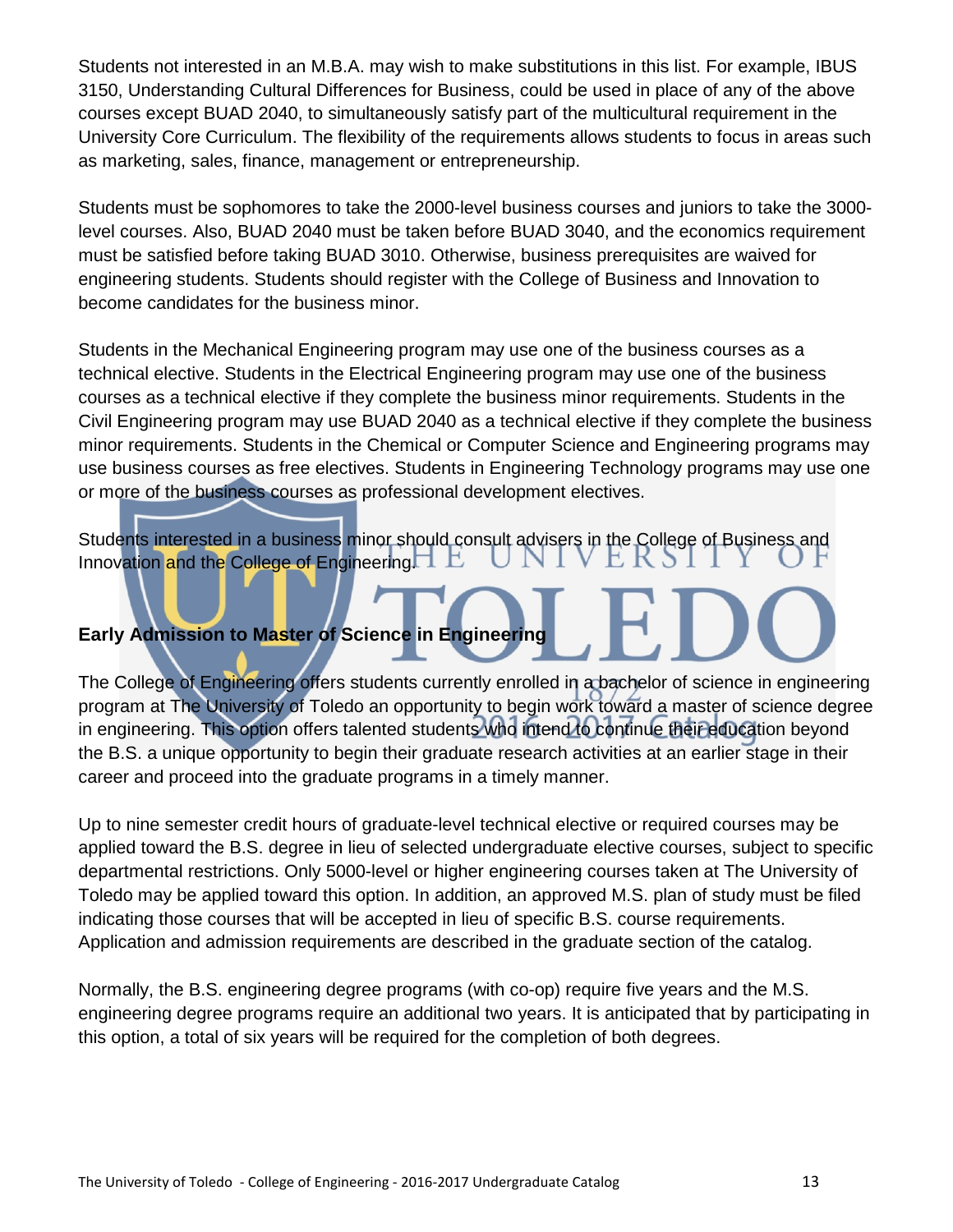Students not interested in an M.B.A. may wish to make substitutions in this list. For example, IBUS 3150, Understanding Cultural Differences for Business, could be used in place of any of the above courses except BUAD 2040, to simultaneously satisfy part of the multicultural requirement in the University Core Curriculum. The flexibility of the requirements allows students to focus in areas such as marketing, sales, finance, management or entrepreneurship.

Students must be sophomores to take the 2000-level business courses and juniors to take the 3000-level courses. Also, BUAD 2040 must be taken before BUAD 3040, and the economics requirement must be satisfied before taking BUAD 3010. Otherwise, business prerequisites are waived for engineering students. Students should register with the College of Business and Innovation to become candidates for the business minor.

Students in the Mechanical Engineering program may use one of the business courses as a technical elective. Students in the Electrical Engineering program may use one of the business courses as a technical elective if they complete the business minor requirements. Students in the Civil Engineering program may use BUAD 2040 as a technical elective if they complete the business minor requirements. Students in the Chemical or Computer Science and Engineering programs may use business courses as free electives. Students in Engineering Technology programs may use one or more of the business courses as professional development electives.

Students interested in a business minor should consult advisers in the College of Business and Innovation and the College of Engineering.

### Early Admission to Master of Science in Engineering

The College of Engineering offers students currently enrolled in a bachelor of science in engineering program at The University of Toledo an opportunity to begin work toward a master of science degree in engineering. This option offers talented students who intend to continue their education beyond the B.S. a unique opportunity to begin their graduate research activities at an earlier stage in their career and proceed into the graduate programs in a timely manner.

Up to nine semester credit hours of graduate-level technical elective or required courses may be applied toward the B.S. degree in lieu of selected undergraduate elective courses, subject to specific departmental restrictions. Only 5000-level or higher engineering courses taken at The University of Toledo may be applied toward this option. In addition, an approved M.S. plan of study must be filed indicating those courses that will be accepted in lieu of specific B.S. course requirements. Application and admission requirements are described in the graduate section of the catalog.

Normally, the B.S. engineering degree programs (with co-op) require five years and the M.S. engineering degree programs require an additional two years. It is anticipated that by participating in this option, a total of six years will be required for the completion of both degrees.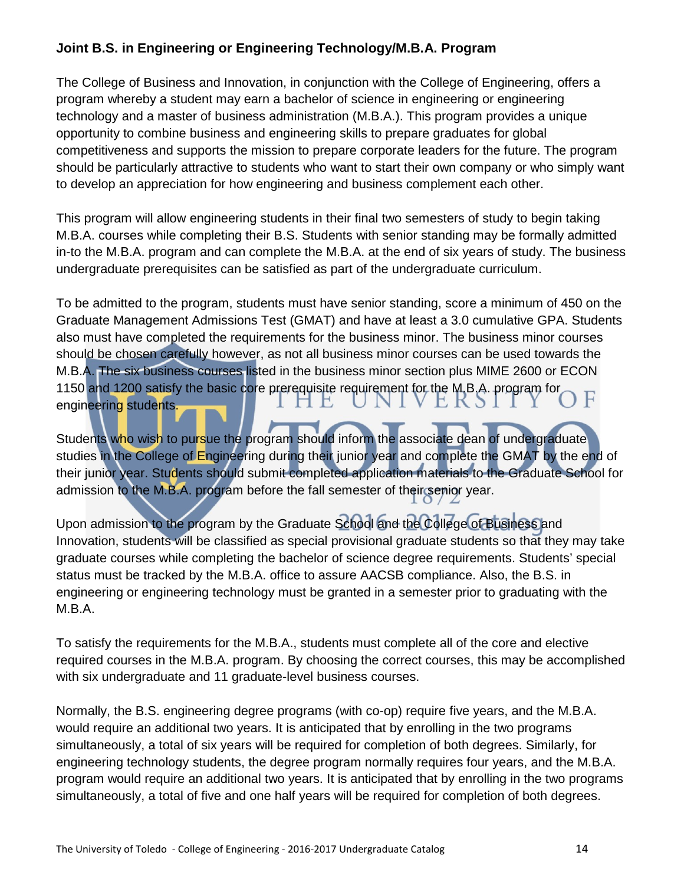## Joint B.S. in Engineering or Engineering Technology/M.B.A. Program

The College of Business and Innovation, in conjunction with the College of Engineering, offers a program whereby a student may earn a bachelor of science in engineering or engineering technology and a master of business administration (M.B.A.). This program provides a unique opportunity to combine business and engineering skills to prepare graduates for global competitiveness and supports the mission to prepare corporate leaders for the future. The program should be particularly attractive to students who want to start their own company or who simply want to develop an appreciation for how engineering and business complement each other.

This program will allow engineering students in their final two semesters of study to begin taking M.B.A. courses while completing their B.S. Students with senior standing may be formally admitted in-to the M.B.A. program and can complete the M.B.A. at the end of six years of study. The business undergraduate prerequisites can be satisfied as part of the undergraduate curriculum.

To be admitted to the program, students must have senior standing, score a minimum of 450 on the Graduate Management Admissions Test (GMAT) and have at least a 3.0 cumulative GPA. Students also must have completed the requirements for the business minor. The business minor courses should be chosen carefully however, as not all business minor courses can be used towards the M.B.A. The six business courses listed in the business minor section plus MIME 2600 or ECON 1150 and 1200 satisfy the basic core prerequisite requirement for the M.B.A. program for engineering students.

Students who wish to pursue the program should inform the associate dean of undergraduate studies in the College of Engineering during their junior year and complete the GMAT by the end of their junior year. Students should submit completed application materials to the Graduate School for admission to the M.B.A. program before the fall semester of their senior year.

Upon admission to the program by the Graduate School and the College of Business and Innovation, students will be classified as special provisional graduate students so that they may take graduate courses while completing the bachelor of science degree requirements. Students' special status must be tracked by the M.B.A. office to assure AACSB compliance. Also, the B.S. in engineering or engineering technology must be granted in a semester prior to graduating with the M.B.A.

To satisfy the requirements for the M.B.A., students must complete all of the core and elective required courses in the M.B.A. program. By choosing the correct courses, this may be accomplished with six undergraduate and 11 graduate-level business courses.

Normally, the B.S. engineering degree programs (with co-op) require five years, and the M.B.A. would require an additional two years. It is anticipated that by enrolling in the two programs simultaneously, a total of six years will be required for completion of both degrees. Similarly, for engineering technology students, the degree program normally requires four years, and the M.B.A. program would require an additional two years. It is anticipated that by enrolling in the two programs simultaneously, a total of five and one half years will be required for completion of both degrees.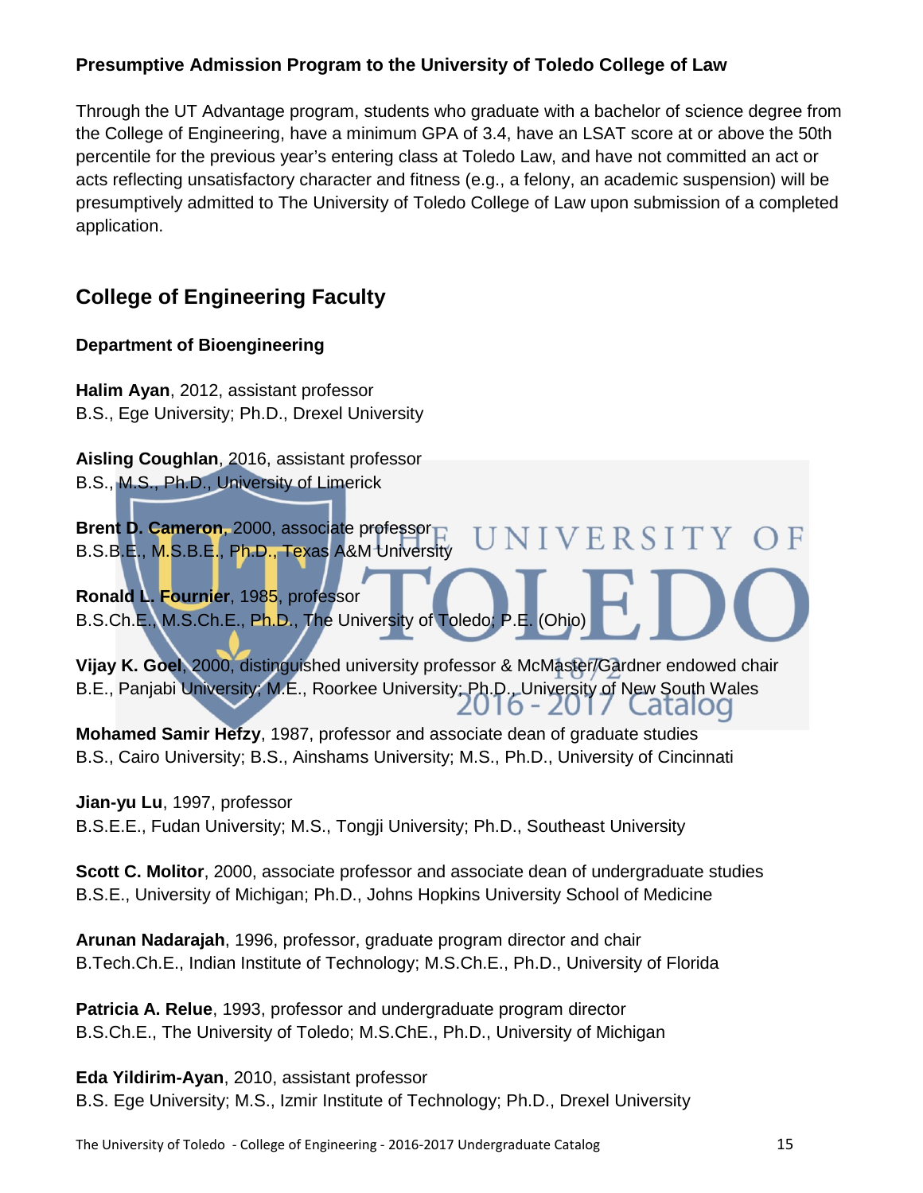**Presumptive Admission Program to the University of Toledo College of Law**

Through the UT Advantage program, students who graduate with a bachelor of science degree from the College of Engineering, have a minimum GPA of 3.4, have an LSAT score at or above the 50th percentile for the previous year's entering class at Toledo Law, and have not committed an act or acts reflecting unsatisfactory character and fitness (e.g., a felony, an academic suspension) will be presumptively admitted to The University of Toledo College of Law upon submission of a completed application.

## College of Engineering Faculty

### Department of Bioengineering

**Halim Ayan**, 2012, assistant professor
B.S., Ege University; Ph.D., Drexel University

**Aisling Coughlan**, 2016, assistant professor
B.S., M.S., Ph.D., University of Limerick

**Brent D. Cameron**, 2000, associate professor
B.S.B.E., M.S.B.E., Ph.D., Texas A&M University

**Ronald L. Fournier**, 1985, professor
B.S.Ch.E., M.S.Ch.E., Ph.D., The University of Toledo; P.E. (Ohio)

**Vijay K. Goel**, 2000, distinguished university professor & McMaster/Gardner endowed chair
B.E., Panjabi University; M.E., Roorkee University; Ph.D., University of New South Wales

**Mohamed Samir Hefzy**, 1987, professor and associate dean of graduate studies
B.S., Cairo University; B.S., Ainshams University; M.S., Ph.D., University of Cincinnati

**Jian-yu Lu**, 1997, professor
B.S.E.E., Fudan University; M.S., Tongji University; Ph.D., Southeast University

**Scott C. Molitor**, 2000, associate professor and associate dean of undergraduate studies
B.S.E., University of Michigan; Ph.D., Johns Hopkins University School of Medicine

**Arunan Nadarajah**, 1996, professor, graduate program director and chair
B.Tech.Ch.E., Indian Institute of Technology; M.S.Ch.E., Ph.D., University of Florida

**Patricia A. Relue**, 1993, professor and undergraduate program director
B.S.Ch.E., The University of Toledo; M.S.ChE., Ph.D., University of Michigan

**Eda Yildirim-Ayan**, 2010, assistant professor
B.S. Ege University; M.S., Izmir Institute of Technology; Ph.D., Drexel University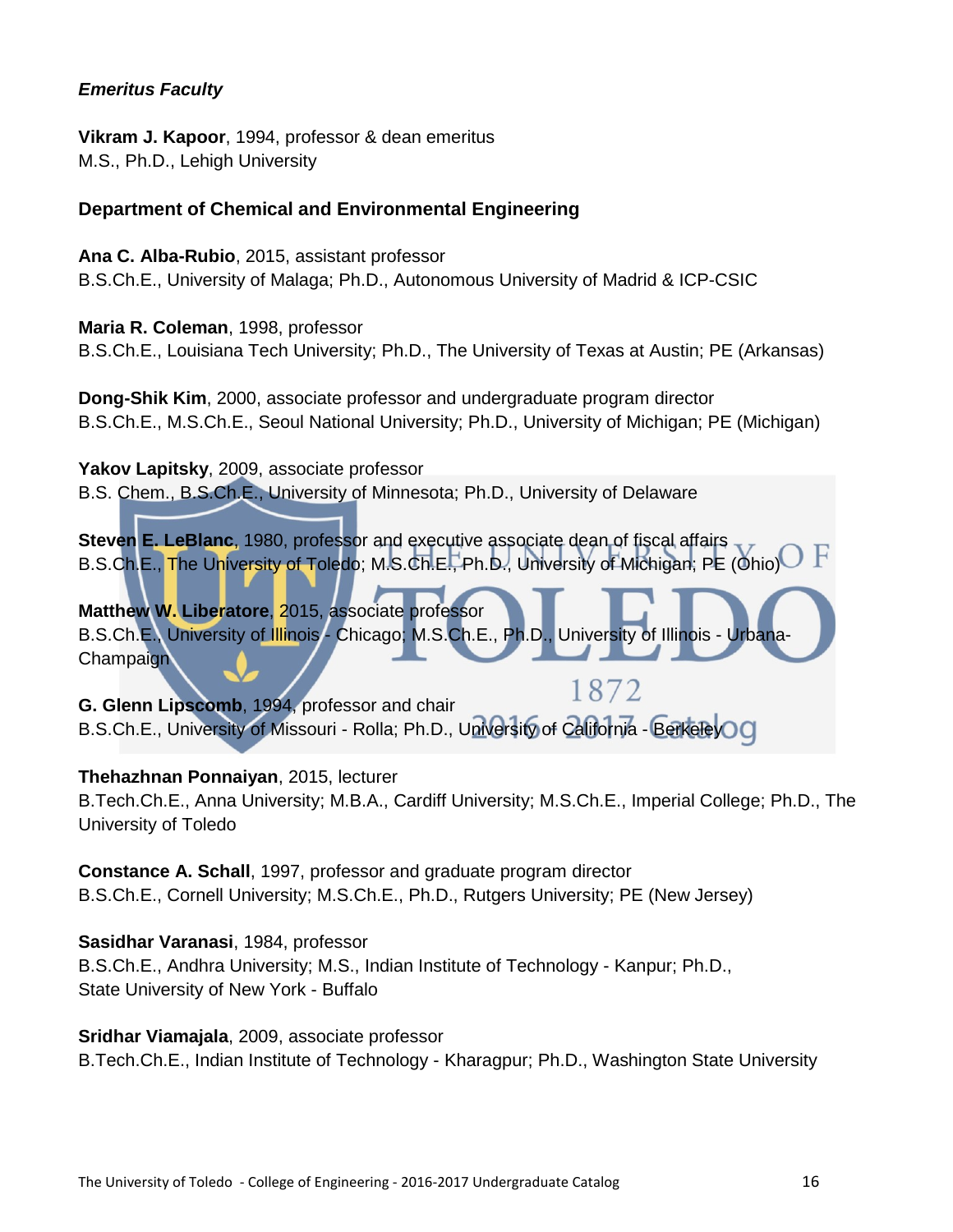*Emeritus Faculty*

**Vikram J. Kapoor**, 1994, professor & dean emeritus
M.S., Ph.D., Lehigh University

## Department of Chemical and Environmental Engineering

**Ana C. Alba-Rubio**, 2015, assistant professor
B.S.Ch.E., University of Malaga; Ph.D., Autonomous University of Madrid & ICP-CSIC

**Maria R. Coleman**, 1998, professor
B.S.Ch.E., Louisiana Tech University; Ph.D., The University of Texas at Austin; PE (Arkansas)

**Dong-Shik Kim**, 2000, associate professor and undergraduate program director
B.S.Ch.E., M.S.Ch.E., Seoul National University; Ph.D., University of Michigan; PE (Michigan)

**Yakov Lapitsky**, 2009, associate professor
B.S. Chem., B.S.Ch.E., University of Minnesota; Ph.D., University of Delaware

**Steven E. LeBlanc**, 1980, professor and executive associate dean of fiscal affairs
B.S.Ch.E., The University of Toledo; M.S.Ch.E., Ph.D., University of Michigan; PE (Ohio)

**Matthew W. Liberatore**, 2015, associate professor
B.S.Ch.E., University of Illinois - Chicago; M.S.Ch.E., Ph.D., University of Illinois - Urbana-Champaign

**G. Glenn Lipscomb**, 1994, professor and chair
B.S.Ch.E., University of Missouri - Rolla; Ph.D., University of California - Berkeley

**Thehazhnan Ponnaiyan**, 2015, lecturer
B.Tech.Ch.E., Anna University; M.B.A., Cardiff University; M.S.Ch.E., Imperial College; Ph.D., The University of Toledo

**Constance A. Schall**, 1997, professor and graduate program director
B.S.Ch.E., Cornell University; M.S.Ch.E., Ph.D., Rutgers University; PE (New Jersey)

**Sasidhar Varanasi**, 1984, professor
B.S.Ch.E., Andhra University; M.S., Indian Institute of Technology - Kanpur; Ph.D., State University of New York - Buffalo

**Sridhar Viamajala**, 2009, associate professor
B.Tech.Ch.E., Indian Institute of Technology - Kharagpur; Ph.D., Washington State University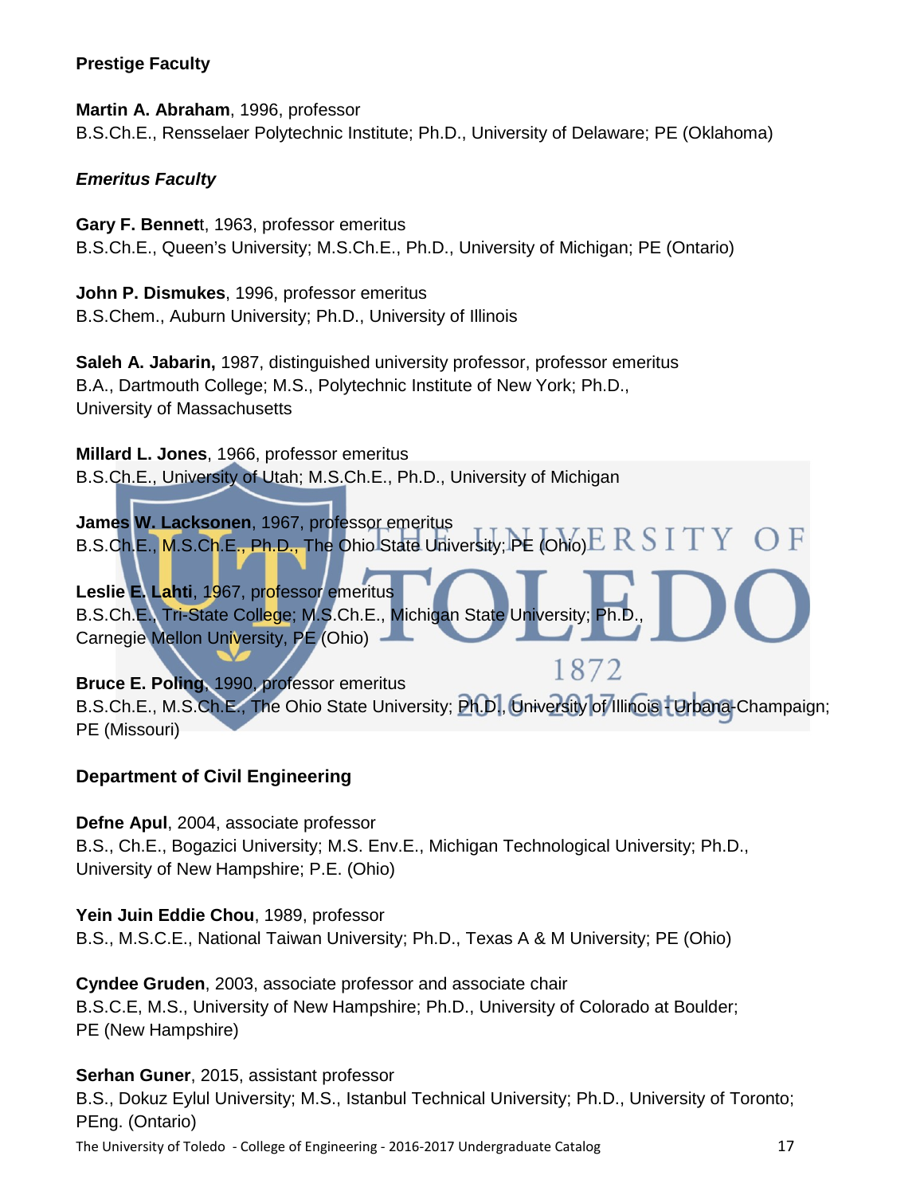**Prestige Faculty**

**Martin A. Abraham**, 1996, professor
B.S.Ch.E., Rensselaer Polytechnic Institute; Ph.D., University of Delaware; PE (Oklahoma)

***Emeritus Faculty***

**Gary F. Bennet**t, 1963, professor emeritus
B.S.Ch.E., Queen's University; M.S.Ch.E., Ph.D., University of Michigan; PE (Ontario)

**John P. Dismukes**, 1996, professor emeritus
B.S.Chem., Auburn University; Ph.D., University of Illinois

**Saleh A. Jabarin,** 1987, distinguished university professor, professor emeritus
B.A., Dartmouth College; M.S., Polytechnic Institute of New York; Ph.D., University of Massachusetts

**Millard L. Jones**, 1966, professor emeritus
B.S.Ch.E., University of Utah; M.S.Ch.E., Ph.D., University of Michigan

**James W. Lacksonen**, 1967, professor emeritus
B.S.Ch.E., M.S.Ch.E., Ph.D., The Ohio State University; PE (Ohio)

**Leslie E. Lahti**, 1967, professor emeritus
B.S.Ch.E., Tri-State College; M.S.Ch.E., Michigan State University; Ph.D., Carnegie Mellon University, PE (Ohio)

**Bruce E. Poling**, 1990, professor emeritus
B.S.Ch.E., M.S.Ch.E., The Ohio State University; Ph.D., University of Illinois - Urbana-Champaign; PE (Missouri)

**Department of Civil Engineering**

**Defne Apul**, 2004, associate professor
B.S., Ch.E., Bogazici University; M.S. Env.E., Michigan Technological University; Ph.D., University of New Hampshire; P.E. (Ohio)

**Yein Juin Eddie Chou**, 1989, professor
B.S., M.S.C.E., National Taiwan University; Ph.D., Texas A & M University; PE (Ohio)

**Cyndee Gruden**, 2003, associate professor and associate chair
B.S.C.E, M.S., University of New Hampshire; Ph.D., University of Colorado at Boulder; PE (New Hampshire)

**Serhan Guner**, 2015, assistant professor
B.S., Dokuz Eylul University; M.S., Istanbul Technical University; Ph.D., University of Toronto; PEng. (Ontario)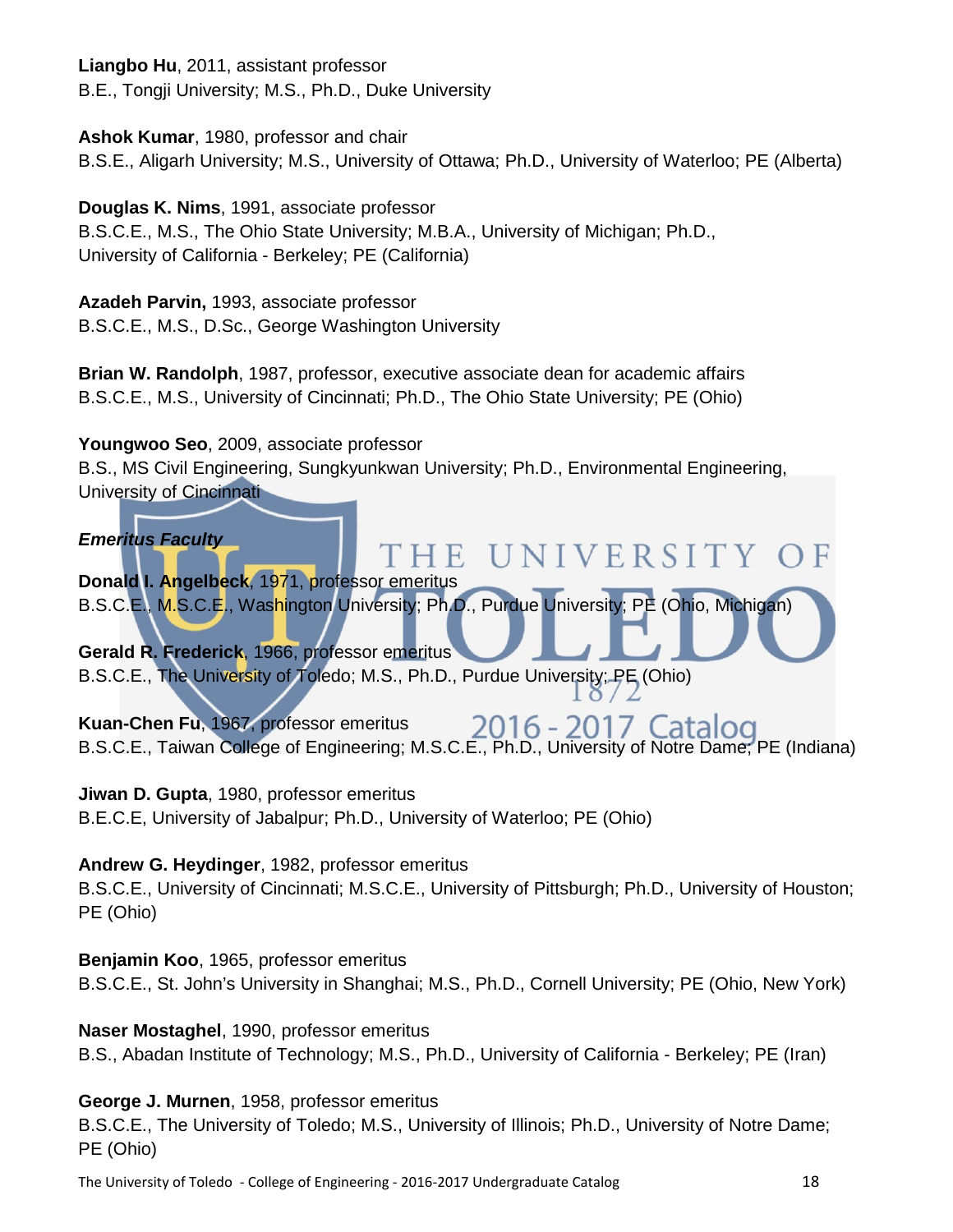**Liangbo Hu**, 2011, assistant professor
B.E., Tongji University; M.S., Ph.D., Duke University

**Ashok Kumar**, 1980, professor and chair
B.S.E., Aligarh University; M.S., University of Ottawa; Ph.D., University of Waterloo; PE (Alberta)

**Douglas K. Nims**, 1991, associate professor
B.S.C.E., M.S., The Ohio State University; M.B.A., University of Michigan; Ph.D., University of California - Berkeley; PE (California)

**Azadeh Parvin,** 1993, associate professor
B.S.C.E., M.S., D.Sc., George Washington University

**Brian W. Randolph**, 1987, professor, executive associate dean for academic affairs
B.S.C.E., M.S., University of Cincinnati; Ph.D., The Ohio State University; PE (Ohio)

**Youngwoo Seo**, 2009, associate professor
B.S., MS Civil Engineering, Sungkyunkwan University; Ph.D., Environmental Engineering, University of Cincinnati

***Emeritus Faculty***

**Donald I. Angelbeck**, 1971, professor emeritus
B.S.C.E., M.S.C.E., Washington University; Ph.D., Purdue University; PE (Ohio, Michigan)

**Gerald R. Frederick**, 1966, professor emeritus
B.S.C.E., The University of Toledo; M.S., Ph.D., Purdue University; PE (Ohio)

**Kuan-Chen Fu**, 1967, professor emeritus
B.S.C.E., Taiwan College of Engineering; M.S.C.E., Ph.D., University of Notre Dame; PE (Indiana)

**Jiwan D. Gupta**, 1980, professor emeritus
B.E.C.E, University of Jabalpur; Ph.D., University of Waterloo; PE (Ohio)

**Andrew G. Heydinger**, 1982, professor emeritus
B.S.C.E., University of Cincinnati; M.S.C.E., University of Pittsburgh; Ph.D., University of Houston; PE (Ohio)

**Benjamin Koo**, 1965, professor emeritus
B.S.C.E., St. John's University in Shanghai; M.S., Ph.D., Cornell University; PE (Ohio, New York)

**Naser Mostaghel**, 1990, professor emeritus
B.S., Abadan Institute of Technology; M.S., Ph.D., University of California - Berkeley; PE (Iran)

**George J. Murnen**, 1958, professor emeritus
B.S.C.E., The University of Toledo; M.S., University of Illinois; Ph.D., University of Notre Dame; PE (Ohio)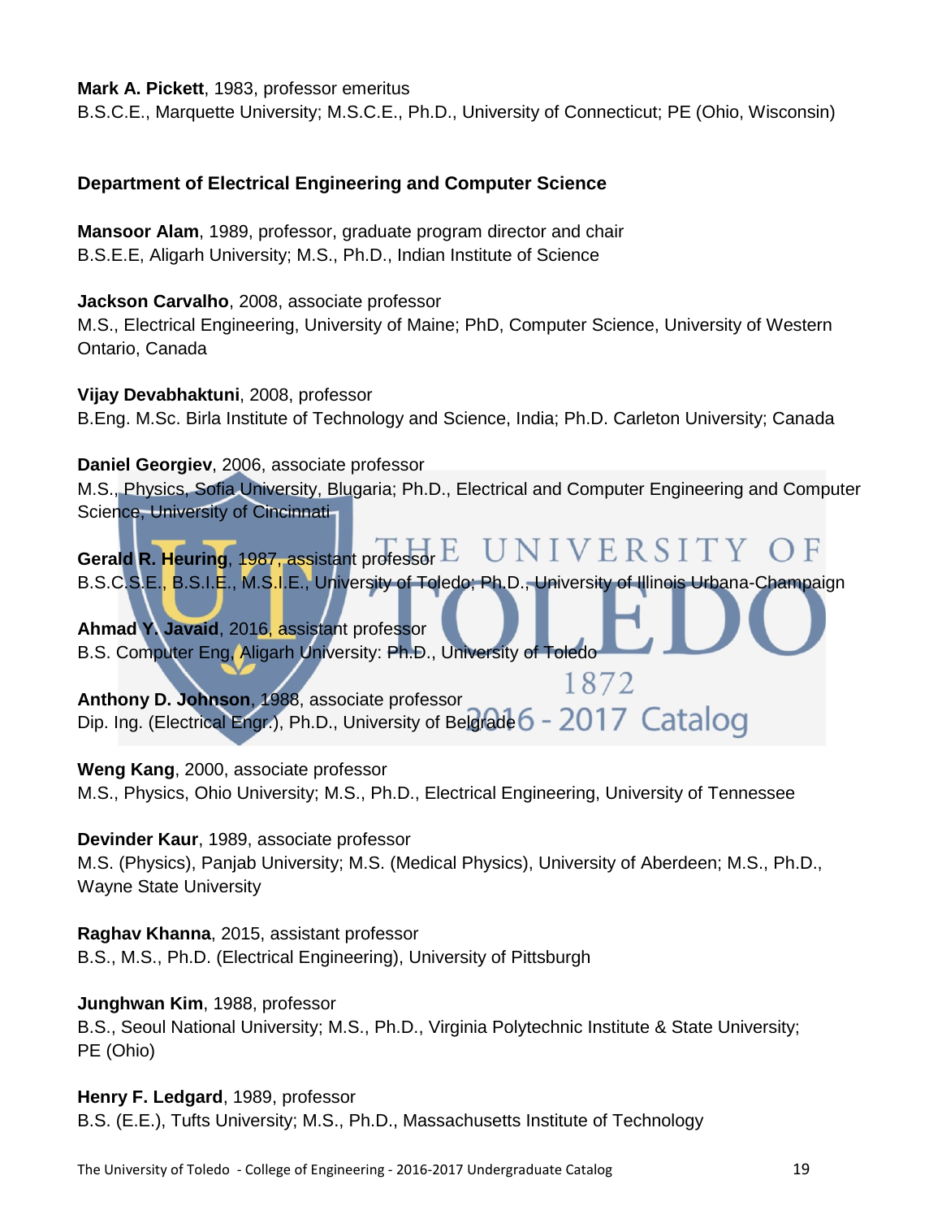**Mark A. Pickett**, 1983, professor emeritus
B.S.C.E., Marquette University; M.S.C.E., Ph.D., University of Connecticut; PE (Ohio, Wisconsin)

### Department of Electrical Engineering and Computer Science

**Mansoor Alam**, 1989, professor, graduate program director and chair
B.S.E.E, Aligarh University; M.S., Ph.D., Indian Institute of Science

**Jackson Carvalho**, 2008, associate professor
M.S., Electrical Engineering, University of Maine; PhD, Computer Science, University of Western Ontario, Canada

**Vijay Devabhaktuni**, 2008, professor
B.Eng. M.Sc. Birla Institute of Technology and Science, India; Ph.D. Carleton University; Canada

**Daniel Georgiev**, 2006, associate professor
M.S., Physics, Sofia University, Blugaria; Ph.D., Electrical and Computer Engineering and Computer Science, University of Cincinnati

**Gerald R. Heuring**, 1987, assistant professor
B.S.C.S.E., B.S.I.E., M.S.I.E., University of Toledo; Ph.D., University of Illinois Urbana-Champaign

**Ahmad Y. Javaid**, 2016, assistant professor
B.S. Computer Eng, Aligarh University: Ph.D., University of Toledo

**Anthony D. Johnson**, 1988, associate professor
Dip. Ing. (Electrical Engr.), Ph.D., University of Belgrade

**Weng Kang**, 2000, associate professor
M.S., Physics, Ohio University; M.S., Ph.D., Electrical Engineering, University of Tennessee

**Devinder Kaur**, 1989, associate professor
M.S. (Physics), Panjab University; M.S. (Medical Physics), University of Aberdeen; M.S., Ph.D., Wayne State University

**Raghav Khanna**, 2015, assistant professor
B.S., M.S., Ph.D. (Electrical Engineering), University of Pittsburgh

**Junghwan Kim**, 1988, professor
B.S., Seoul National University; M.S., Ph.D., Virginia Polytechnic Institute & State University; PE (Ohio)

**Henry F. Ledgard**, 1989, professor
B.S. (E.E.), Tufts University; M.S., Ph.D., Massachusetts Institute of Technology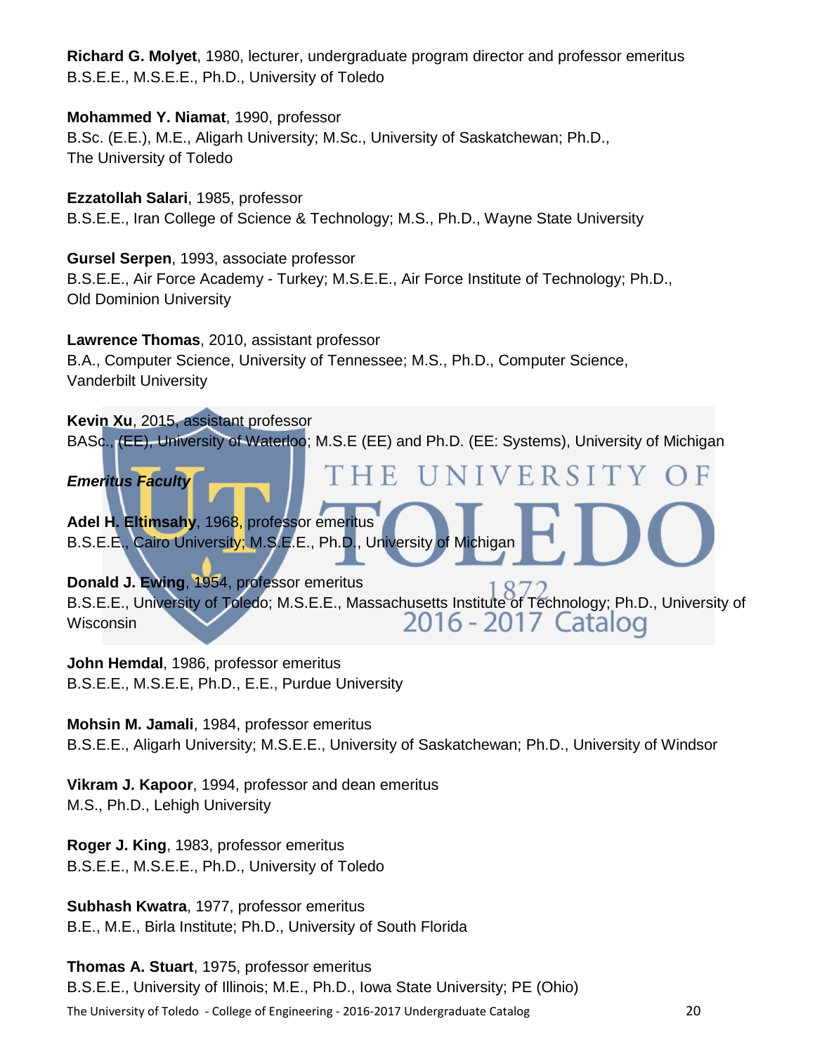**Richard G. Molyet**, 1980, lecturer, undergraduate program director and professor emeritus
B.S.E.E., M.S.E.E., Ph.D., University of Toledo

**Mohammed Y. Niamat**, 1990, professor
B.Sc. (E.E.), M.E., Aligarh University; M.Sc., University of Saskatchewan; Ph.D., The University of Toledo

**Ezzatollah Salari**, 1985, professor
B.S.E.E., Iran College of Science & Technology; M.S., Ph.D., Wayne State University

**Gursel Serpen**, 1993, associate professor
B.S.E.E., Air Force Academy - Turkey; M.S.E.E., Air Force Institute of Technology; Ph.D., Old Dominion University

**Lawrence Thomas**, 2010, assistant professor
B.A., Computer Science, University of Tennessee; M.S., Ph.D., Computer Science, Vanderbilt University

**Kevin Xu**, 2015, assistant professor
BASc., (EE), University of Waterloo; M.S.E (EE) and Ph.D. (EE: Systems), University of Michigan

***Emeritus Faculty***

**Adel H. Eltimsahy**, 1968, professor emeritus
B.S.E.E., Cairo University; M.S.E.E., Ph.D., University of Michigan

**Donald J. Ewing**, 1954, professor emeritus
B.S.E.E., University of Toledo; M.S.E.E., Massachusetts Institute of Technology; Ph.D., University of Wisconsin

**John Hemdal**, 1986, professor emeritus
B.S.E.E., M.S.E.E, Ph.D., E.E., Purdue University

**Mohsin M. Jamali**, 1984, professor emeritus
B.S.E.E., Aligarh University; M.S.E.E., University of Saskatchewan; Ph.D., University of Windsor

**Vikram J. Kapoor**, 1994, professor and dean emeritus
M.S., Ph.D., Lehigh University

**Roger J. King**, 1983, professor emeritus
B.S.E.E., M.S.E.E., Ph.D., University of Toledo

**Subhash Kwatra**, 1977, professor emeritus
B.E., M.E., Birla Institute; Ph.D., University of South Florida

**Thomas A. Stuart**, 1975, professor emeritus
B.S.E.E., University of Illinois; M.E., Ph.D., Iowa State University; PE (Ohio)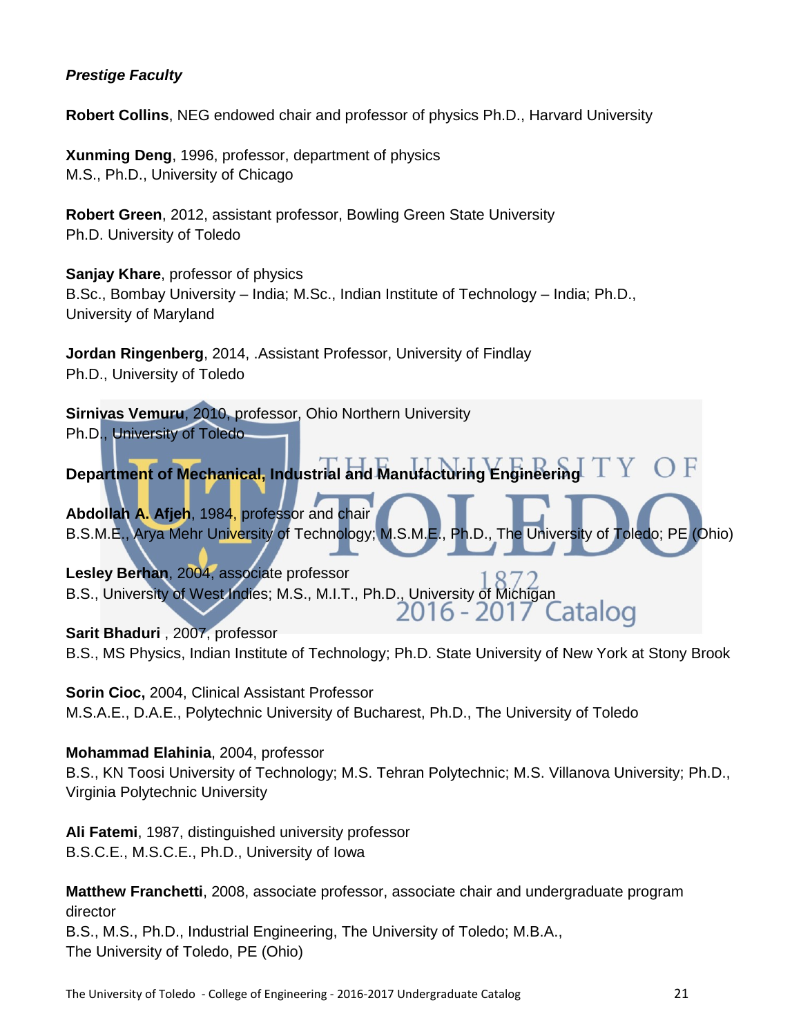***Prestige Faculty***

**Robert Collins**, NEG endowed chair and professor of physics Ph.D., Harvard University

**Xunming Deng**, 1996, professor, department of physics
M.S., Ph.D., University of Chicago

**Robert Green**, 2012, assistant professor, Bowling Green State University
Ph.D. University of Toledo

**Sanjay Khare**, professor of physics
B.Sc., Bombay University – India; M.Sc., Indian Institute of Technology – India; Ph.D., University of Maryland

**Jordan Ringenberg**, 2014, .Assistant Professor, University of Findlay
Ph.D., University of Toledo

**Sirnivas Vemuru**, 2010, professor, Ohio Northern University
Ph.D., University of Toledo

**Department of Mechanical, Industrial and Manufacturing Engineering**

**Abdollah A. Afjeh**, 1984, professor and chair
B.S.M.E., Arya Mehr University of Technology; M.S.M.E., Ph.D., The University of Toledo; PE (Ohio)

**Lesley Berhan**, 2004, associate professor
B.S., University of West Indies; M.S., M.I.T., Ph.D., University of Michigan

**Sarit Bhaduri** , 2007, professor
B.S., MS Physics, Indian Institute of Technology; Ph.D. State University of New York at Stony Brook

**Sorin Cioc,** 2004, Clinical Assistant Professor
M.S.A.E., D.A.E., Polytechnic University of Bucharest, Ph.D., The University of Toledo

**Mohammad Elahinia**, 2004, professor
B.S., KN Toosi University of Technology; M.S. Tehran Polytechnic; M.S. Villanova University; Ph.D., Virginia Polytechnic University

**Ali Fatemi**, 1987, distinguished university professor
B.S.C.E., M.S.C.E., Ph.D., University of Iowa

**Matthew Franchetti**, 2008, associate professor, associate chair and undergraduate program director
B.S., M.S., Ph.D., Industrial Engineering, The University of Toledo; M.B.A., The University of Toledo, PE (Ohio)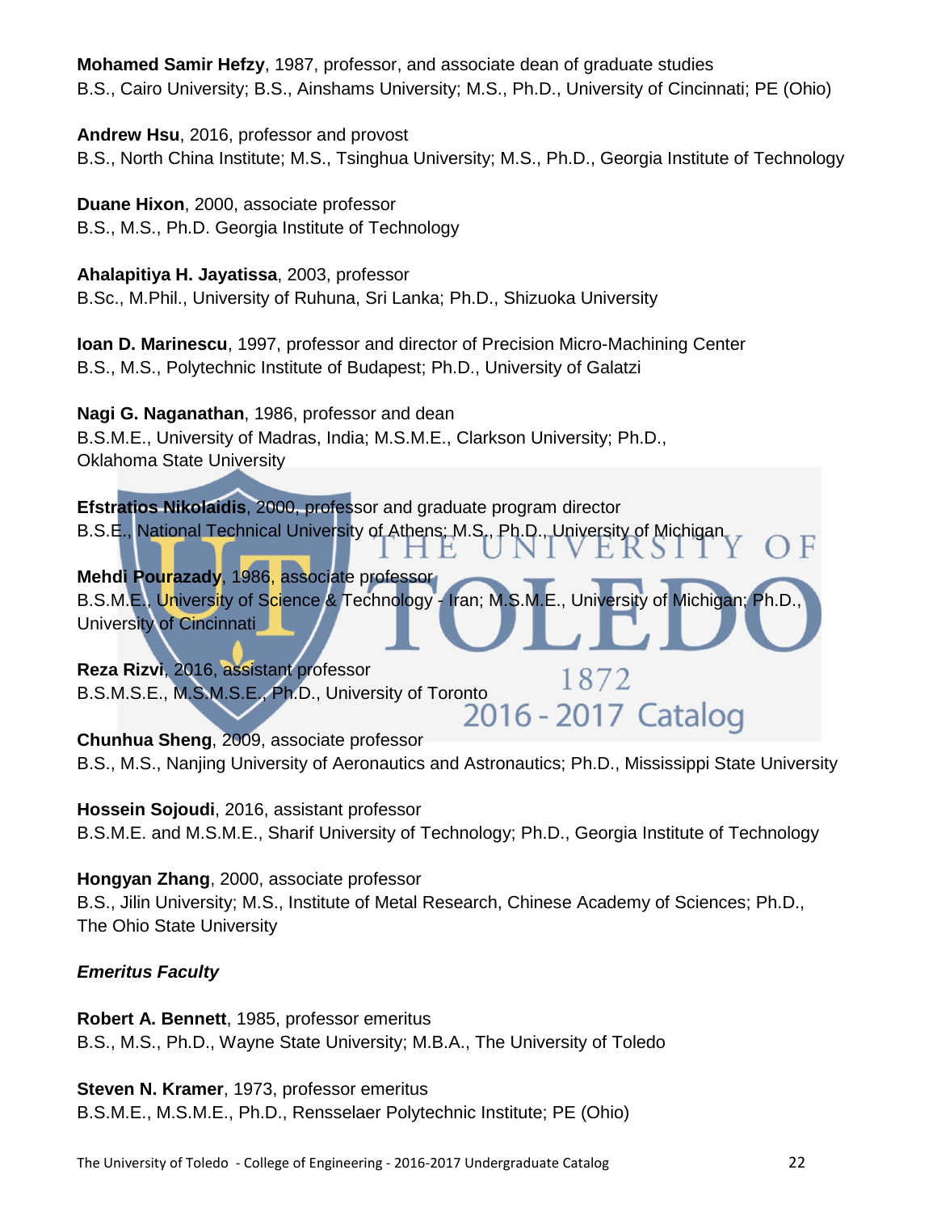**Mohamed Samir Hefzy**, 1987, professor, and associate dean of graduate studies
B.S., Cairo University; B.S., Ainshams University; M.S., Ph.D., University of Cincinnati; PE (Ohio)

**Andrew Hsu**, 2016, professor and provost
B.S., North China Institute; M.S., Tsinghua University; M.S., Ph.D., Georgia Institute of Technology

**Duane Hixon**, 2000, associate professor
B.S., M.S., Ph.D. Georgia Institute of Technology

**Ahalapitiya H. Jayatissa**, 2003, professor
B.Sc., M.Phil., University of Ruhuna, Sri Lanka; Ph.D., Shizuoka University

**Ioan D. Marinescu**, 1997, professor and director of Precision Micro-Machining Center
B.S., M.S., Polytechnic Institute of Budapest; Ph.D., University of Galatzi

**Nagi G. Naganathan**, 1986, professor and dean
B.S.M.E., University of Madras, India; M.S.M.E., Clarkson University; Ph.D., Oklahoma State University

**Efstratios Nikolaidis**, 2000, professor and graduate program director
B.S.E., National Technical University of Athens; M.S., Ph.D., University of Michigan

**Mehdi Pourazady**, 1986, associate professor
B.S.M.E., University of Science & Technology - Iran; M.S.M.E., University of Michigan; Ph.D., University of Cincinnati

**Reza Rizvi**, 2016, assistant professor
B.S.M.S.E., M.S.M.S.E., Ph.D., University of Toronto

**Chunhua Sheng**, 2009, associate professor
B.S., M.S., Nanjing University of Aeronautics and Astronautics; Ph.D., Mississippi State University

**Hossein Sojoudi**, 2016, assistant professor
B.S.M.E. and M.S.M.E., Sharif University of Technology; Ph.D., Georgia Institute of Technology

**Hongyan Zhang**, 2000, associate professor
B.S., Jilin University; M.S., Institute of Metal Research, Chinese Academy of Sciences; Ph.D., The Ohio State University

***Emeritus Faculty***

**Robert A. Bennett**, 1985, professor emeritus
B.S., M.S., Ph.D., Wayne State University; M.B.A., The University of Toledo

**Steven N. Kramer**, 1973, professor emeritus
B.S.M.E., M.S.M.E., Ph.D., Rensselaer Polytechnic Institute; PE (Ohio)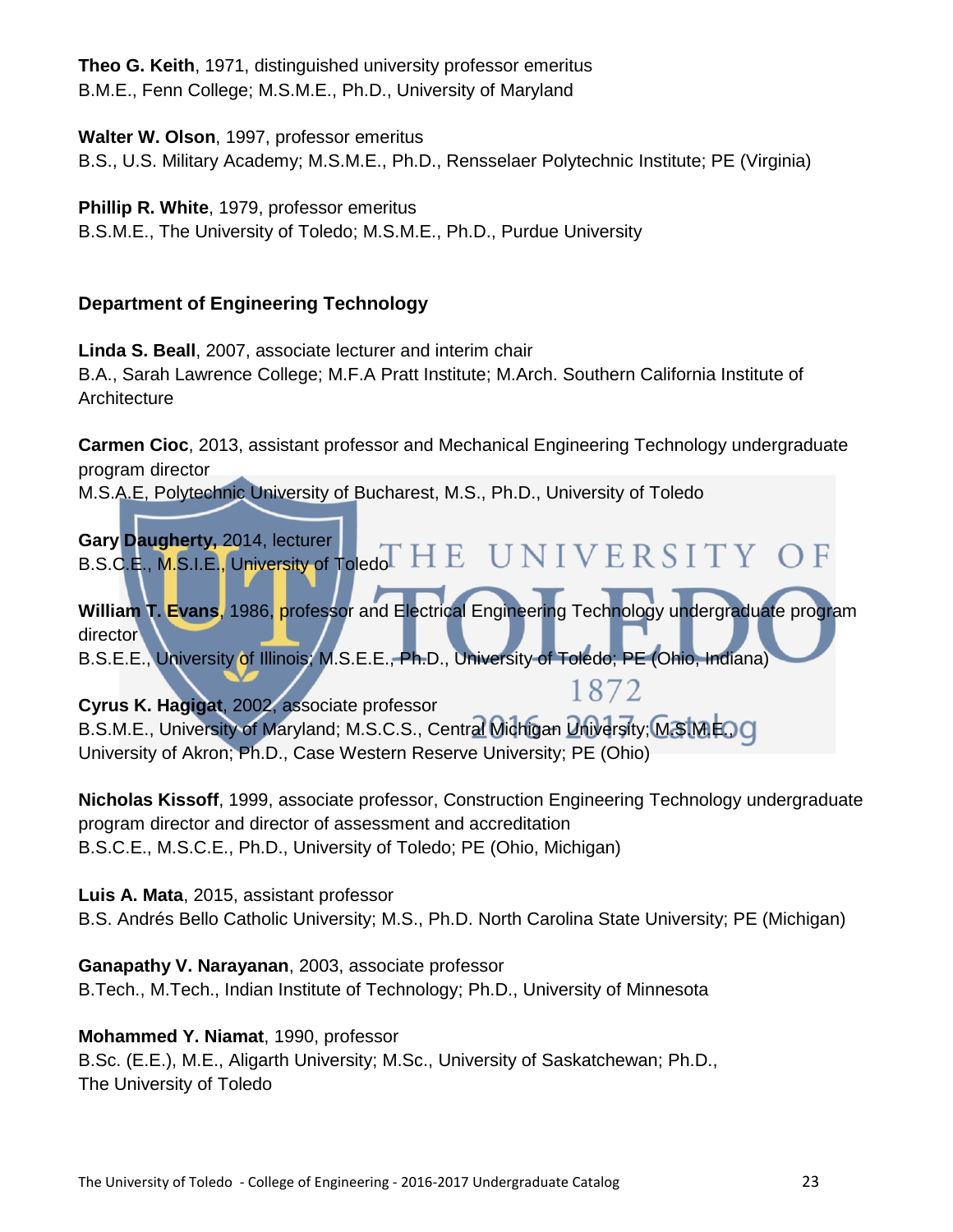**Theo G. Keith**, 1971, distinguished university professor emeritus
B.M.E., Fenn College; M.S.M.E., Ph.D., University of Maryland

**Walter W. Olson**, 1997, professor emeritus
B.S., U.S. Military Academy; M.S.M.E., Ph.D., Rensselaer Polytechnic Institute; PE (Virginia)

**Phillip R. White**, 1979, professor emeritus
B.S.M.E., The University of Toledo; M.S.M.E., Ph.D., Purdue University

### Department of Engineering Technology

**Linda S. Beall**, 2007, associate lecturer and interim chair
B.A., Sarah Lawrence College; M.F.A Pratt Institute; M.Arch. Southern California Institute of Architecture

**Carmen Cioc**, 2013, assistant professor and Mechanical Engineering Technology undergraduate program director
M.S.A.E, Polytechnic University of Bucharest, M.S., Ph.D., University of Toledo

**Gary Daugherty,** 2014, lecturer
B.S.C.E., M.S.I.E., University of Toledo

**William T. Evans**, 1986, professor and Electrical Engineering Technology undergraduate program director
B.S.E.E., University of Illinois; M.S.E.E., Ph.D., University of Toledo; PE (Ohio, Indiana)

**Cyrus K. Hagigat**, 2002, associate professor
B.S.M.E., University of Maryland; M.S.C.S., Central Michigan University; M.S.M.E., University of Akron; Ph.D., Case Western Reserve University; PE (Ohio)

**Nicholas Kissoff**, 1999, associate professor, Construction Engineering Technology undergraduate program director and director of assessment and accreditation
B.S.C.E., M.S.C.E., Ph.D., University of Toledo; PE (Ohio, Michigan)

**Luis A. Mata**, 2015, assistant professor
B.S. Andrés Bello Catholic University; M.S., Ph.D. North Carolina State University; PE (Michigan)

**Ganapathy V. Narayanan**, 2003, associate professor
B.Tech., M.Tech., Indian Institute of Technology; Ph.D., University of Minnesota

**Mohammed Y. Niamat**, 1990, professor
B.Sc. (E.E.), M.E., Aligarth University; M.Sc., University of Saskatchewan; Ph.D., The University of Toledo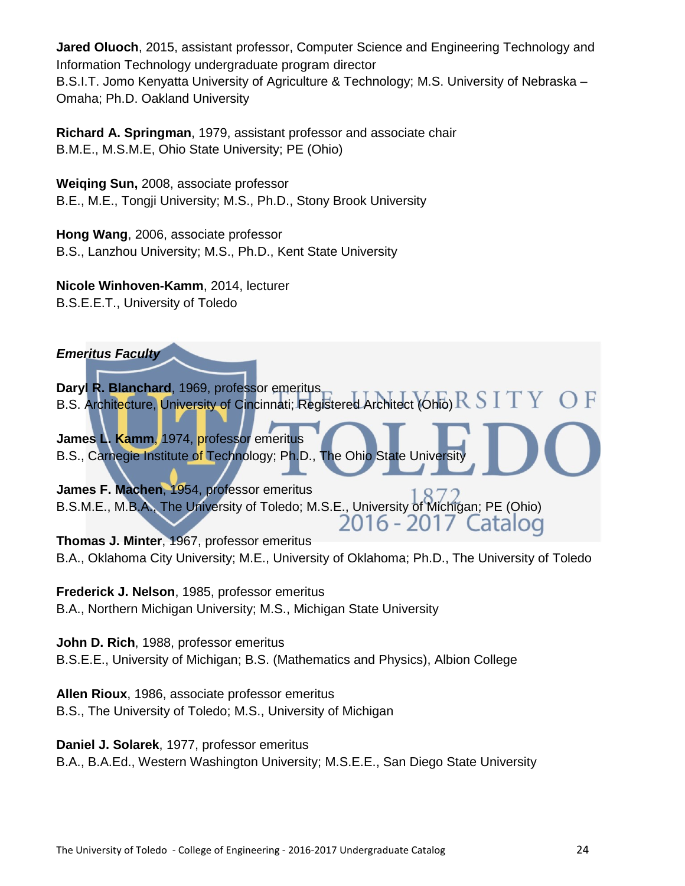**Jared Oluoch**, 2015, assistant professor, Computer Science and Engineering Technology and Information Technology undergraduate program director
B.S.I.T. Jomo Kenyatta University of Agriculture & Technology; M.S. University of Nebraska – Omaha; Ph.D. Oakland University

**Richard A. Springman**, 1979, assistant professor and associate chair
B.M.E., M.S.M.E, Ohio State University; PE (Ohio)

**Weiqing Sun,** 2008, associate professor
B.E., M.E., Tongji University; M.S., Ph.D., Stony Brook University

**Hong Wang**, 2006, associate professor
B.S., Lanzhou University; M.S., Ph.D., Kent State University

**Nicole Winhoven-Kamm**, 2014, lecturer
B.S.E.E.T., University of Toledo

***Emeritus Faculty***

**Daryl R. Blanchard**, 1969, professor emeritus
B.S. Architecture, University of Cincinnati; Registered Architect (Ohio)

**James L. Kamm**, 1974, professor emeritus
B.S., Carnegie Institute of Technology; Ph.D., The Ohio State University

**James F. Machen**, 1954, professor emeritus
B.S.M.E., M.B.A., The University of Toledo; M.S.E., University of Michigan; PE (Ohio)

**Thomas J. Minter**, 1967, professor emeritus
B.A., Oklahoma City University; M.E., University of Oklahoma; Ph.D., The University of Toledo

**Frederick J. Nelson**, 1985, professor emeritus
B.A., Northern Michigan University; M.S., Michigan State University

**John D. Rich**, 1988, professor emeritus
B.S.E.E., University of Michigan; B.S. (Mathematics and Physics), Albion College

**Allen Rioux**, 1986, associate professor emeritus
B.S., The University of Toledo; M.S., University of Michigan

**Daniel J. Solarek**, 1977, professor emeritus
B.A., B.A.Ed., Western Washington University; M.S.E.E., San Diego State University